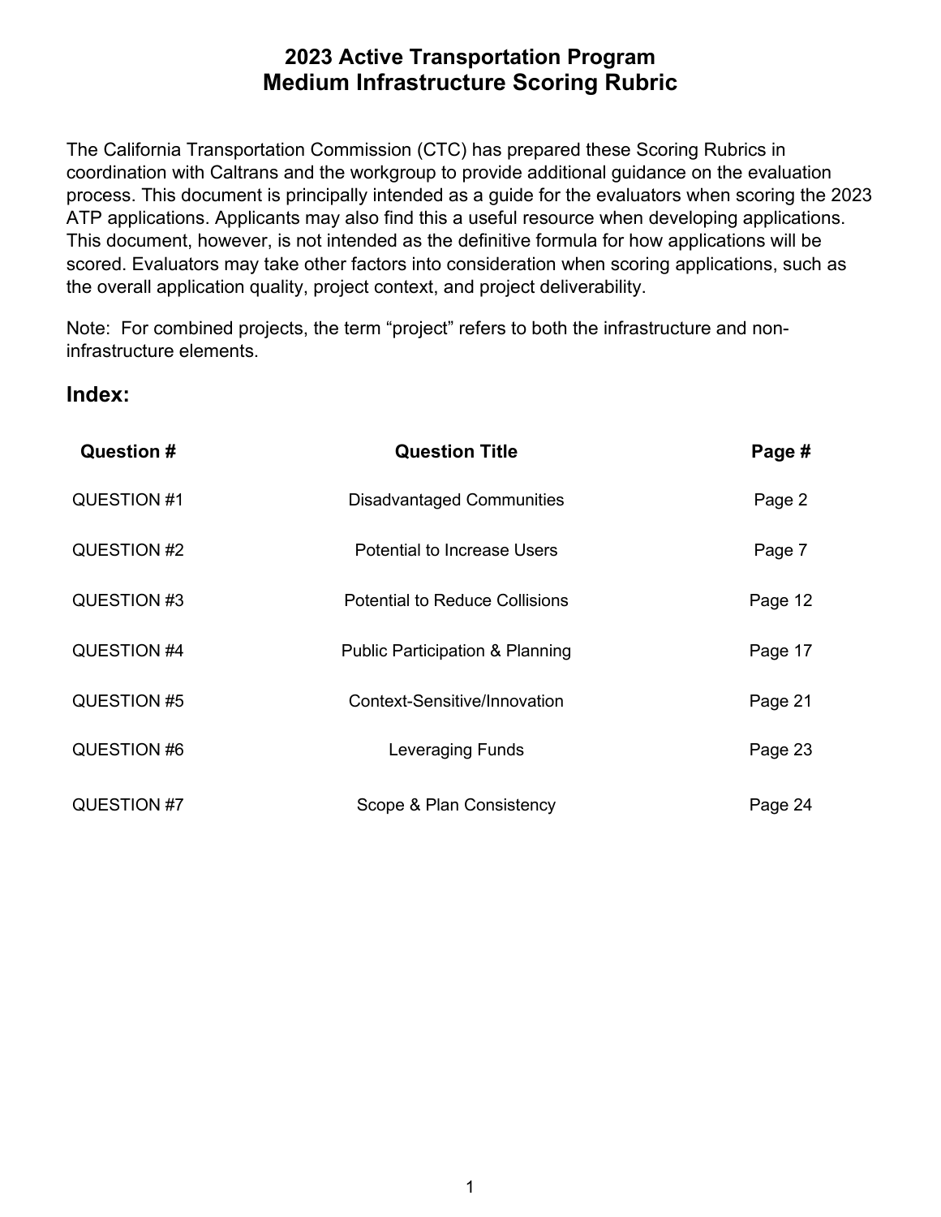# 2023 Active Transportation Program
# Medium Infrastructure Scoring Rubric

The California Transportation Commission (CTC) has prepared these Scoring Rubrics in coordination with Caltrans and the workgroup to provide additional guidance on the evaluation process. This document is principally intended as a guide for the evaluators when scoring the 2023 ATP applications. Applicants may also find this a useful resource when developing applications. This document, however, is not intended as the definitive formula for how applications will be scored. Evaluators may take other factors into consideration when scoring applications, such as the overall application quality, project context, and project deliverability.

Note: For combined projects, the term "project" refers to both the infrastructure and non-infrastructure elements.

## Index:

| Question # | Question Title | Page # |
|---|---|---|
| QUESTION #1 | Disadvantaged Communities | Page 2 |
| QUESTION #2 | Potential to Increase Users | Page 7 |
| QUESTION #3 | Potential to Reduce Collisions | Page 12 |
| QUESTION #4 | Public Participation & Planning | Page 17 |
| QUESTION #5 | Context-Sensitive/Innovation | Page 21 |
| QUESTION #6 | Leveraging Funds | Page 23 |
| QUESTION #7 | Scope & Plan Consistency | Page 24 |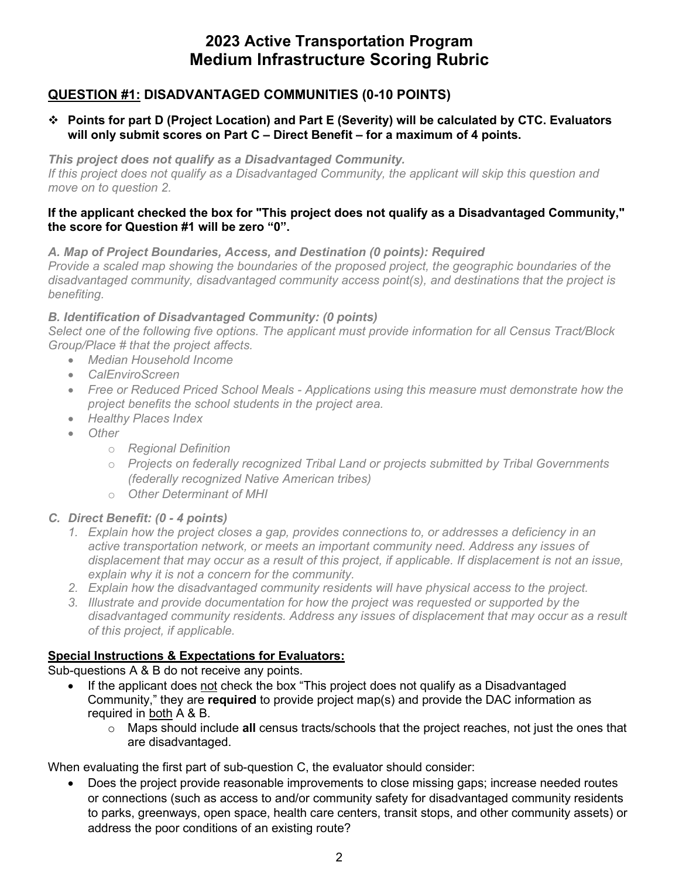# 2023 Active Transportation Program
# Medium Infrastructure Scoring Rubric

## <u>QUESTION #1:</u> DISADVANTAGED COMMUNITIES (0-10 POINTS)

- **Points for part D (Project Location) and Part E (Severity) will be calculated by CTC. Evaluators will only submit scores on Part C – Direct Benefit – for a maximum of 4 points.**

***This project does not qualify as a Disadvantaged Community.***
*If this project does not qualify as a Disadvantaged Community, the applicant will skip this question and move on to question 2.*

**If the applicant checked the box for "This project does not qualify as a Disadvantaged Community," the score for Question #1 will be zero "0".**

***A. Map of Project Boundaries, Access, and Destination (0 points): Required***
*Provide a scaled map showing the boundaries of the proposed project, the geographic boundaries of the disadvantaged community, disadvantaged community access point(s), and destinations that the project is benefiting.*

***B. Identification of Disadvantaged Community: (0 points)***
*Select one of the following five options. The applicant must provide information for all Census Tract/Block Group/Place # that the project affects.*

- *Median Household Income*
- *CalEnviroScreen*
- *Free or Reduced Priced School Meals - Applications using this measure must demonstrate how the project benefits the school students in the project area.*
- *Healthy Places Index*
- *Other*
  - *Regional Definition*
  - *Projects on federally recognized Tribal Land or projects submitted by Tribal Governments (federally recognized Native American tribes)*
  - *Other Determinant of MHI*

***C. Direct Benefit: (0 - 4 points)***

1. *Explain how the project closes a gap, provides connections to, or addresses a deficiency in an active transportation network, or meets an important community need. Address any issues of displacement that may occur as a result of this project, if applicable. If displacement is not an issue, explain why it is not a concern for the community.*
2. *Explain how the disadvantaged community residents will have physical access to the project.*
3. *Illustrate and provide documentation for how the project was requested or supported by the disadvantaged community residents. Address any issues of displacement that may occur as a result of this project, if applicable.*

**<u>Special Instructions & Expectations for Evaluators:</u>**
Sub-questions A & B do not receive any points.

- If the applicant does <u>not</u> check the box "This project does not qualify as a Disadvantaged Community," they are **required** to provide project map(s) and provide the DAC information as required in <u>both</u> A & B.
  - Maps should include **all** census tracts/schools that the project reaches, not just the ones that are disadvantaged.

When evaluating the first part of sub-question C, the evaluator should consider:

- Does the project provide reasonable improvements to close missing gaps; increase needed routes or connections (such as access to and/or community safety for disadvantaged community residents to parks, greenways, open space, health care centers, transit stops, and other community assets) or address the poor conditions of an existing route?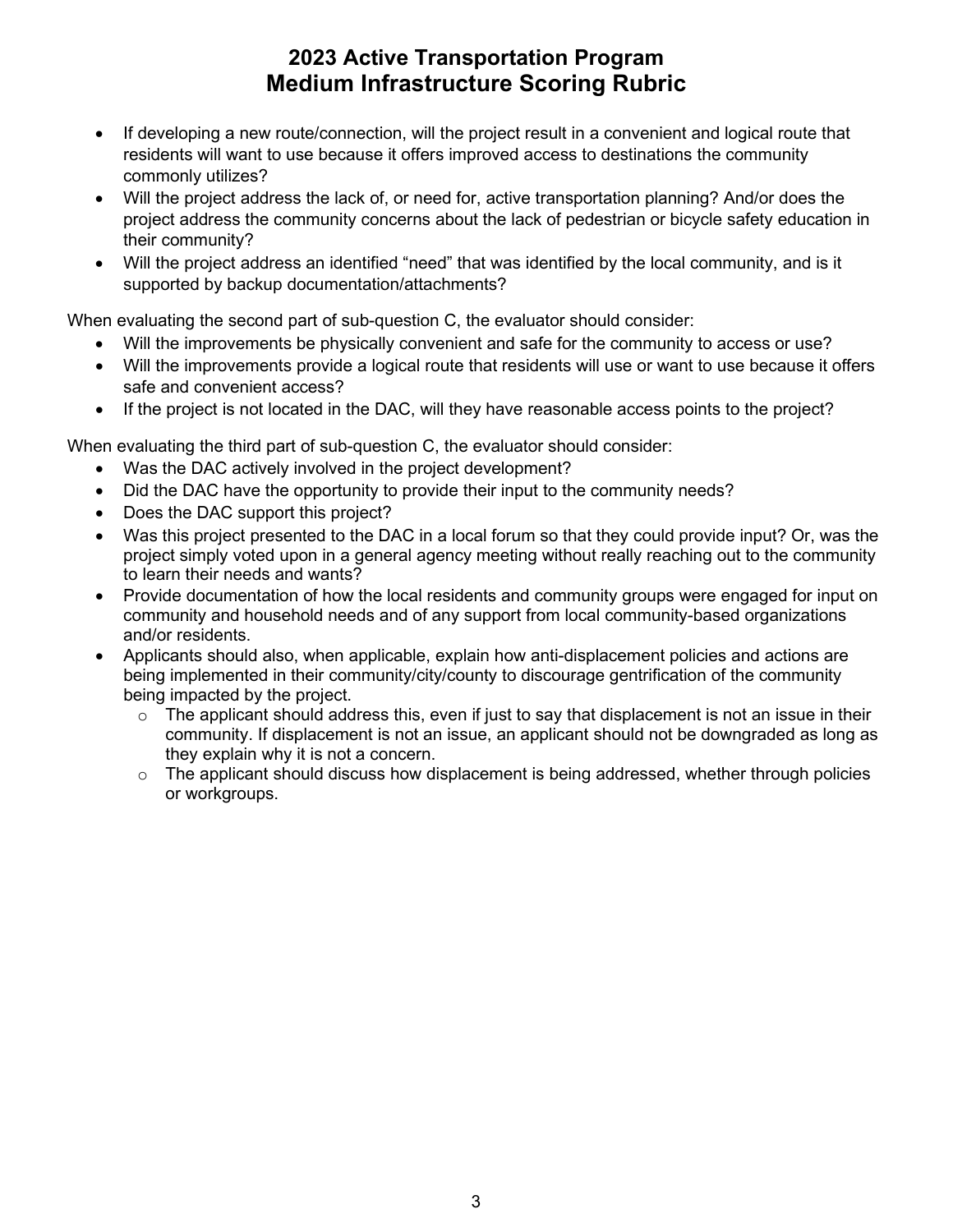- If developing a new route/connection, will the project result in a convenient and logical route that residents will want to use because it offers improved access to destinations the community commonly utilizes?
- Will the project address the lack of, or need for, active transportation planning? And/or does the project address the community concerns about the lack of pedestrian or bicycle safety education in their community?
- Will the project address an identified "need" that was identified by the local community, and is it supported by backup documentation/attachments?

When evaluating the second part of sub-question C, the evaluator should consider:

- Will the improvements be physically convenient and safe for the community to access or use?
- Will the improvements provide a logical route that residents will use or want to use because it offers safe and convenient access?
- If the project is not located in the DAC, will they have reasonable access points to the project?

When evaluating the third part of sub-question C, the evaluator should consider:

- Was the DAC actively involved in the project development?
- Did the DAC have the opportunity to provide their input to the community needs?
- Does the DAC support this project?
- Was this project presented to the DAC in a local forum so that they could provide input? Or, was the project simply voted upon in a general agency meeting without really reaching out to the community to learn their needs and wants?
- Provide documentation of how the local residents and community groups were engaged for input on community and household needs and of any support from local community-based organizations and/or residents.
- Applicants should also, when applicable, explain how anti-displacement policies and actions are being implemented in their community/city/county to discourage gentrification of the community being impacted by the project.
    - The applicant should address this, even if just to say that displacement is not an issue in their community. If displacement is not an issue, an applicant should not be downgraded as long as they explain why it is not a concern.
    - The applicant should discuss how displacement is being addressed, whether through policies or workgroups.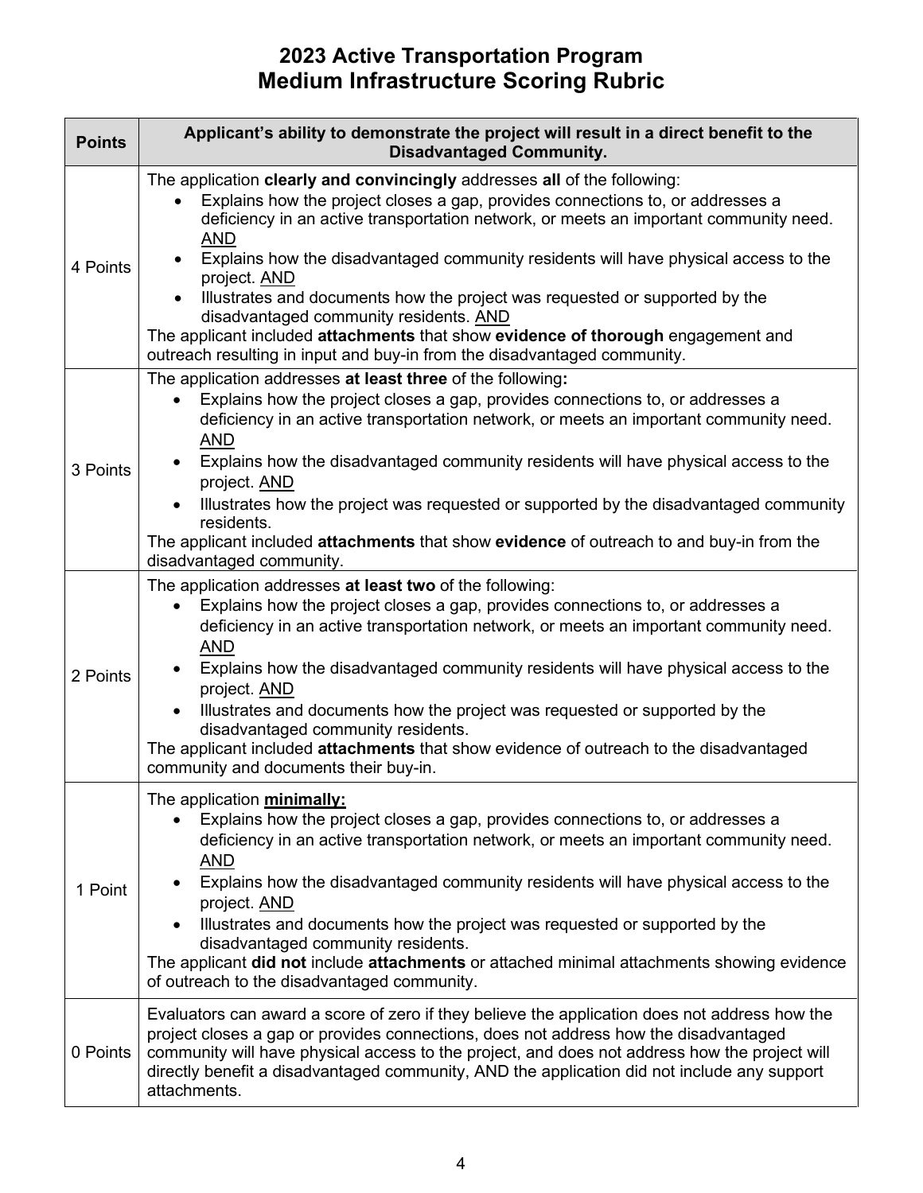# 2023 Active Transportation Program
# Medium Infrastructure Scoring Rubric

| Points | Applicant's ability to demonstrate the project will result in a direct benefit to the Disadvantaged Community. |
|---|---|
| 4 Points | The application **clearly and convincingly** addresses **all** of the following:<br>• Explains how the project closes a gap, provides connections to, or addresses a deficiency in an active transportation network, or meets an important community need. <u>AND</u><br>• Explains how the disadvantaged community residents will have physical access to the project. <u>AND</u><br>• Illustrates and documents how the project was requested or supported by the disadvantaged community residents. <u>AND</u><br>The applicant included **attachments** that show **evidence of thorough** engagement and outreach resulting in input and buy-in from the disadvantaged community. |
| 3 Points | The application addresses **at least three** of the following**:**<br>• Explains how the project closes a gap, provides connections to, or addresses a deficiency in an active transportation network, or meets an important community need. <u>AND</u><br>• Explains how the disadvantaged community residents will have physical access to the project. <u>AND</u><br>• Illustrates how the project was requested or supported by the disadvantaged community residents.<br>The applicant included **attachments** that show **evidence** of outreach to and buy-in from the disadvantaged community. |
| 2 Points | The application addresses **at least two** of the following:<br>• Explains how the project closes a gap, provides connections to, or addresses a deficiency in an active transportation network, or meets an important community need. <u>AND</u><br>• Explains how the disadvantaged community residents will have physical access to the project. <u>AND</u><br>• Illustrates and documents how the project was requested or supported by the disadvantaged community residents.<br>The applicant included **attachments** that show evidence of outreach to the disadvantaged community and documents their buy-in. |
| 1 Point | The application <u>**minimally:**</u><br>• Explains how the project closes a gap, provides connections to, or addresses a deficiency in an active transportation network, or meets an important community need. <u>AND</u><br>• Explains how the disadvantaged community residents will have physical access to the project. <u>AND</u><br>• Illustrates and documents how the project was requested or supported by the disadvantaged community residents.<br>The applicant **did not** include **attachments** or attached minimal attachments showing evidence of outreach to the disadvantaged community. |
| 0 Points | Evaluators can award a score of zero if they believe the application does not address how the project closes a gap or provides connections, does not address how the disadvantaged community will have physical access to the project, and does not address how the project will directly benefit a disadvantaged community, AND the application did not include any support attachments. |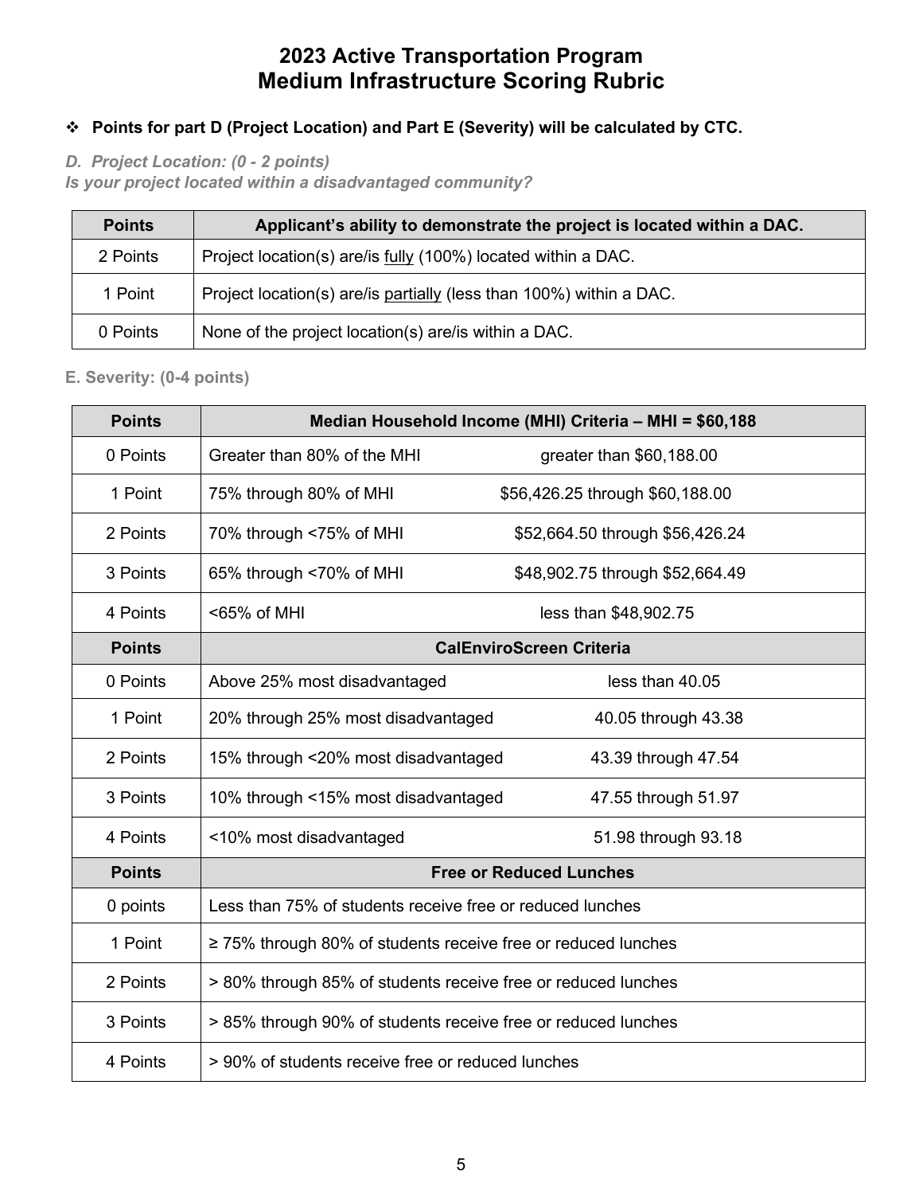# 2023 Active Transportation Program
# Medium Infrastructure Scoring Rubric

- **Points for part D (Project Location) and Part E (Severity) will be calculated by CTC.**

### *D. Project Location: (0 - 2 points)*

***Is your project located within a disadvantaged community?***

| Points | Applicant's ability to demonstrate the project is located within a DAC. |
|---|---|
| 2 Points | Project location(s) are/is <u>fully</u> (100%) located within a DAC. |
| 1 Point | Project location(s) are/is <u>partially</u> (less than 100%) within a DAC. |
| 0 Points | None of the project location(s) are/is within a DAC. |

### E. Severity: (0-4 points)

| Points | Median Household Income (MHI) Criteria – MHI = $60,188 | |
|---|---|---|
| 0 Points | Greater than 80% of the MHI | greater than $60,188.00 |
| 1 Point | 75% through 80% of MHI | $56,426.25 through $60,188.00 |
| 2 Points | 70% through <75% of MHI | $52,664.50 through $56,426.24 |
| 3 Points | 65% through <70% of MHI | $48,902.75 through $52,664.49 |
| 4 Points | <65% of MHI | less than $48,902.75 |
| **Points** | **CalEnviroScreen Criteria** | |
| 0 Points | Above 25% most disadvantaged | less than 40.05 |
| 1 Point | 20% through 25% most disadvantaged | 40.05 through 43.38 |
| 2 Points | 15% through <20% most disadvantaged | 43.39 through 47.54 |
| 3 Points | 10% through <15% most disadvantaged | 47.55 through 51.97 |
| 4 Points | <10% most disadvantaged | 51.98 through 93.18 |
| **Points** | **Free or Reduced Lunches** | |
| 0 points | Less than 75% of students receive free or reduced lunches | |
| 1 Point | ≥ 75% through 80% of students receive free or reduced lunches | |
| 2 Points | > 80% through 85% of students receive free or reduced lunches | |
| 3 Points | > 85% through 90% of students receive free or reduced lunches | |
| 4 Points | > 90% of students receive free or reduced lunches | |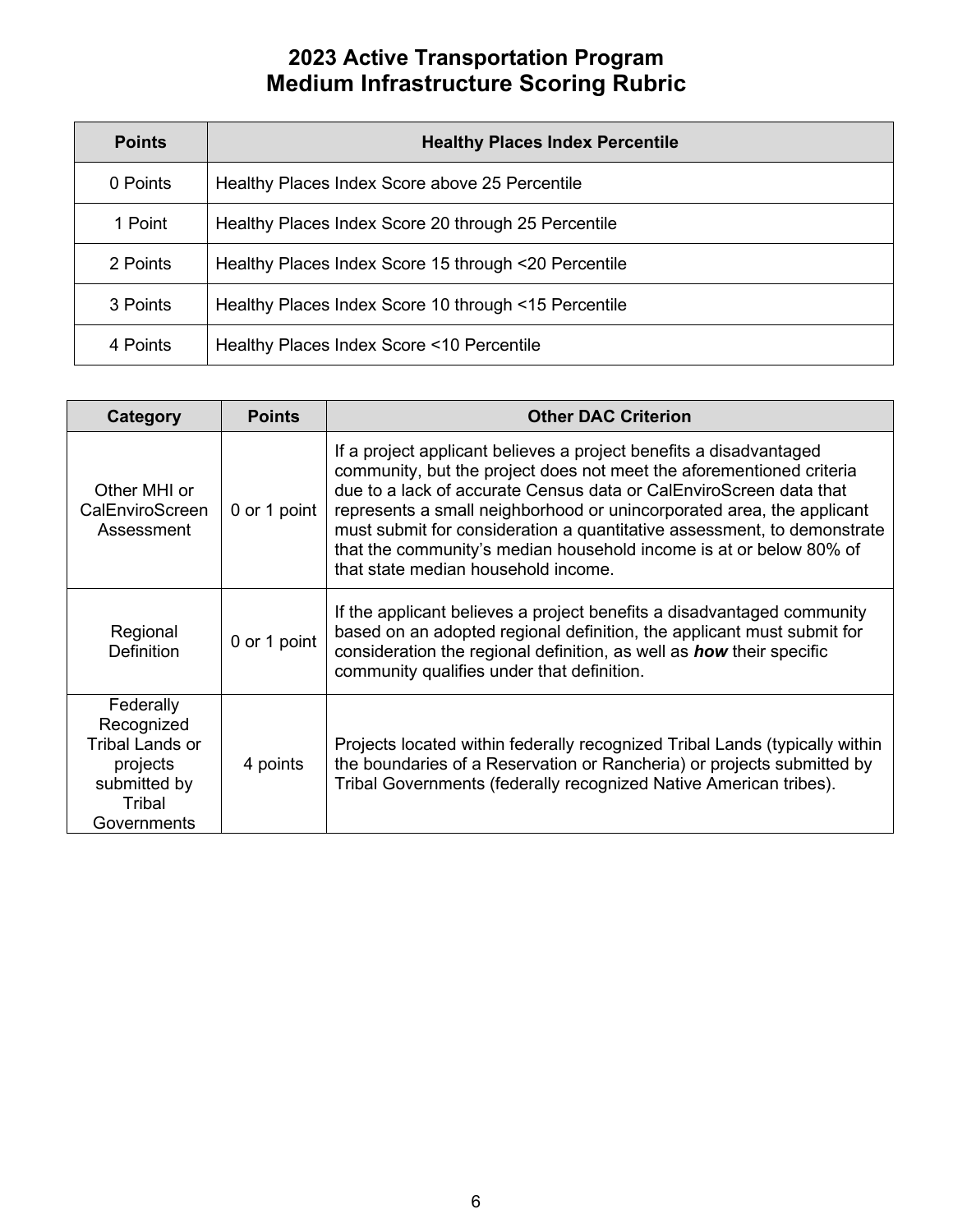# 2023 Active Transportation Program
# Medium Infrastructure Scoring Rubric

| Points | Healthy Places Index Percentile |
|---|---|
| 0 Points | Healthy Places Index Score above 25 Percentile |
| 1 Point | Healthy Places Index Score 20 through 25 Percentile |
| 2 Points | Healthy Places Index Score 15 through <20 Percentile |
| 3 Points | Healthy Places Index Score 10 through <15 Percentile |
| 4 Points | Healthy Places Index Score <10 Percentile |

| Category | Points | Other DAC Criterion |
|---|---|---|
| Other MHI or CalEnviroScreen Assessment | 0 or 1 point | If a project applicant believes a project benefits a disadvantaged community, but the project does not meet the aforementioned criteria due to a lack of accurate Census data or CalEnviroScreen data that represents a small neighborhood or unincorporated area, the applicant must submit for consideration a quantitative assessment, to demonstrate that the community's median household income is at or below 80% of that state median household income. |
| Regional Definition | 0 or 1 point | If the applicant believes a project benefits a disadvantaged community based on an adopted regional definition, the applicant must submit for consideration the regional definition, as well as ***how*** their specific community qualifies under that definition. |
| Federally Recognized Tribal Lands or projects submitted by Tribal Governments | 4 points | Projects located within federally recognized Tribal Lands (typically within the boundaries of a Reservation or Rancheria) or projects submitted by Tribal Governments (federally recognized Native American tribes). |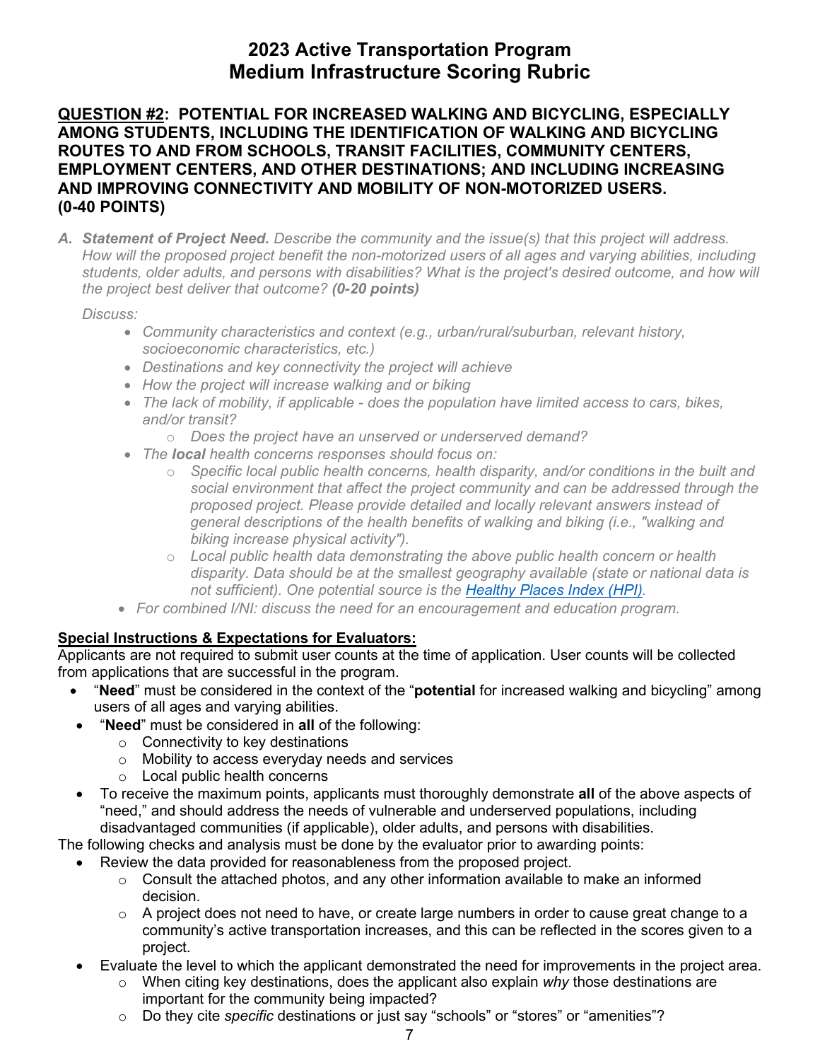# 2023 Active Transportation Program
# Medium Infrastructure Scoring Rubric

**<u>QUESTION #2</u>: POTENTIAL FOR INCREASED WALKING AND BICYCLING, ESPECIALLY AMONG STUDENTS, INCLUDING THE IDENTIFICATION OF WALKING AND BICYCLING ROUTES TO AND FROM SCHOOLS, TRANSIT FACILITIES, COMMUNITY CENTERS, EMPLOYMENT CENTERS, AND OTHER DESTINATIONS; AND INCLUDING INCREASING AND IMPROVING CONNECTIVITY AND MOBILITY OF NON-MOTORIZED USERS. (0-40 POINTS)**

*A. **Statement of Project Need.** Describe the community and the issue(s) that this project will address. How will the proposed project benefit the non-motorized users of all ages and varying abilities, including students, older adults, and persons with disabilities? What is the project's desired outcome, and how will the project best deliver that outcome? **(0-20 points)***

*Discuss:*

- *Community characteristics and context (e.g., urban/rural/suburban, relevant history, socioeconomic characteristics, etc.)*
- *Destinations and key connectivity the project will achieve*
- *How the project will increase walking and or biking*
- *The lack of mobility, if applicable - does the population have limited access to cars, bikes, and/or transit?*
  - *Does the project have an unserved or underserved demand?*
- *The **local** health concerns responses should focus on:*
  - *Specific local public health concerns, health disparity, and/or conditions in the built and social environment that affect the project community and can be addressed through the proposed project. Please provide detailed and locally relevant answers instead of general descriptions of the health benefits of walking and biking (i.e., "walking and biking increase physical activity").*
  - *Local public health data demonstrating the above public health concern or health disparity. Data should be at the smallest geography available (state or national data is not sufficient). One potential source is the [Healthy Places Index (HPI)](Healthy Places Index (HPI)).*
- *For combined I/NI: discuss the need for an encouragement and education program.*

**<u>Special Instructions & Expectations for Evaluators:</u>**

Applicants are not required to submit user counts at the time of application. User counts will be collected from applications that are successful in the program.

- "**Need**" must be considered in the context of the "**potential** for increased walking and bicycling" among users of all ages and varying abilities.
- "**Need**" must be considered in **all** of the following:
  - Connectivity to key destinations
  - Mobility to access everyday needs and services
  - Local public health concerns
- To receive the maximum points, applicants must thoroughly demonstrate **all** of the above aspects of "need," and should address the needs of vulnerable and underserved populations, including disadvantaged communities (if applicable), older adults, and persons with disabilities.

The following checks and analysis must be done by the evaluator prior to awarding points:

- Review the data provided for reasonableness from the proposed project.
  - Consult the attached photos, and any other information available to make an informed decision.
  - A project does not need to have, or create large numbers in order to cause great change to a community's active transportation increases, and this can be reflected in the scores given to a project.
- Evaluate the level to which the applicant demonstrated the need for improvements in the project area.
  - When citing key destinations, does the applicant also explain *why* those destinations are important for the community being impacted?
  - Do they cite *specific* destinations or just say "schools" or "stores" or "amenities"?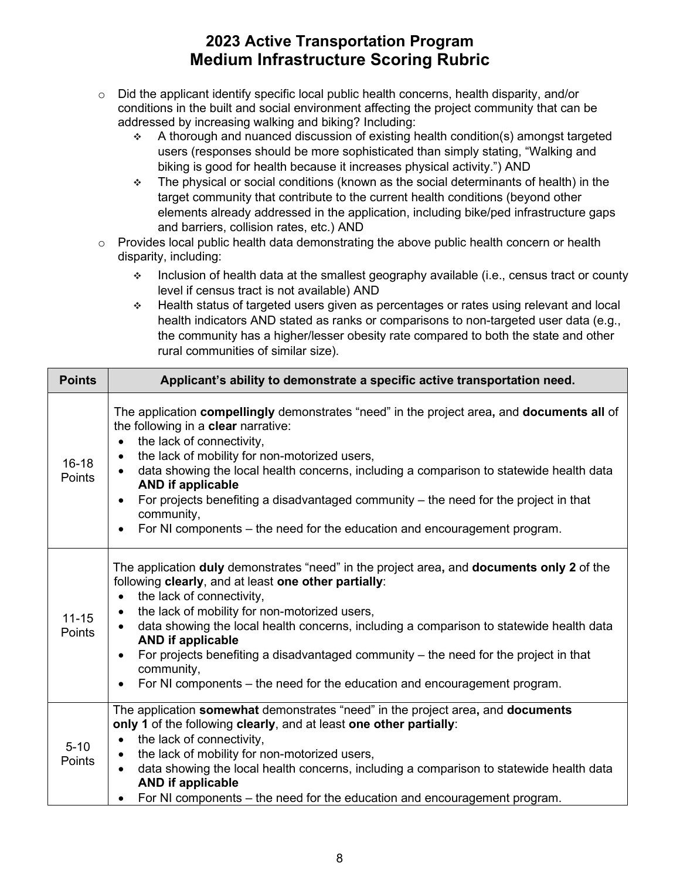- Did the applicant identify specific local public health concerns, health disparity, and/or conditions in the built and social environment affecting the project community that can be addressed by increasing walking and biking? Including:
  - A thorough and nuanced discussion of existing health condition(s) amongst targeted users (responses should be more sophisticated than simply stating, "Walking and biking is good for health because it increases physical activity.") AND
  - The physical or social conditions (known as the social determinants of health) in the target community that contribute to the current health conditions (beyond other elements already addressed in the application, including bike/ped infrastructure gaps and barriers, collision rates, etc.) AND
- Provides local public health data demonstrating the above public health concern or health disparity, including:
  - Inclusion of health data at the smallest geography available (i.e., census tract or county level if census tract is not available) AND
  - Health status of targeted users given as percentages or rates using relevant and local health indicators AND stated as ranks or comparisons to non-targeted user data (e.g., the community has a higher/lesser obesity rate compared to both the state and other rural communities of similar size).

| Points | Applicant's ability to demonstrate a specific active transportation need. |
|---|---|
| 16-18 Points | The application **compellingly** demonstrates "need" in the project area**,** and **documents all** of the following in a **clear** narrative:<br>• the lack of connectivity,<br>• the lack of mobility for non-motorized users,<br>• data showing the local health concerns, including a comparison to statewide health data **AND if applicable**<br>• For projects benefiting a disadvantaged community – the need for the project in that community,<br>• For NI components – the need for the education and encouragement program. |
| 11-15 Points | The application **duly** demonstrates "need" in the project area**,** and **documents only 2** of the following **clearly**, and at least **one other partially**:<br>• the lack of connectivity,<br>• the lack of mobility for non-motorized users,<br>• data showing the local health concerns, including a comparison to statewide health data **AND if applicable**<br>• For projects benefiting a disadvantaged community – the need for the project in that community,<br>• For NI components – the need for the education and encouragement program. |
| 5-10 Points | The application **somewhat** demonstrates "need" in the project area**,** and **documents only 1** of the following **clearly**, and at least **one other partially**:<br>• the lack of connectivity,<br>• the lack of mobility for non-motorized users,<br>• data showing the local health concerns, including a comparison to statewide health data **AND if applicable**<br>• For NI components – the need for the education and encouragement program. |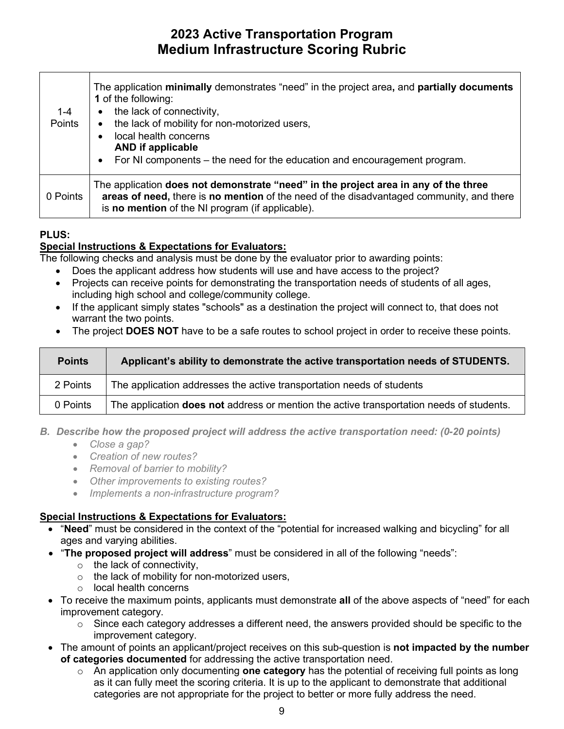# 2023 Active Transportation Program
# Medium Infrastructure Scoring Rubric

| | |
|---|---|
| 1-4 Points | The application **minimally** demonstrates "need" in the project area**,** and **partially documents 1** of the following: <br>• the lack of connectivity, <br>• the lack of mobility for non-motorized users, <br>• local health concerns <br>**AND if applicable** <br>• For NI components – the need for the education and encouragement program. |
| 0 Points | The application **does not demonstrate "need" in the project area in any of the three areas of need,** there is **no mention** of the need of the disadvantaged community, and there is **no mention** of the NI program (if applicable). |

**PLUS:**

**Special Instructions & Expectations for Evaluators:**

The following checks and analysis must be done by the evaluator prior to awarding points:

- Does the applicant address how students will use and have access to the project?
- Projects can receive points for demonstrating the transportation needs of students of all ages, including high school and college/community college.
- If the applicant simply states "schools" as a destination the project will connect to, that does not warrant the two points.
- The project **DOES NOT** have to be a safe routes to school project in order to receive these points.

| Points | Applicant's ability to demonstrate the active transportation needs of STUDENTS. |
|---|---|
| 2 Points | The application addresses the active transportation needs of students |
| 0 Points | The application **does not** address or mention the active transportation needs of students. |

*B. Describe how the proposed project will address the active transportation need: (0-20 points)*

- *Close a gap?*
- *Creation of new routes?*
- *Removal of barrier to mobility?*
- *Other improvements to existing routes?*
- *Implements a non-infrastructure program?*

**Special Instructions & Expectations for Evaluators:**

- "**Need**" must be considered in the context of the "potential for increased walking and bicycling" for all ages and varying abilities.
- "**The proposed project will address**" must be considered in all of the following "needs":
  - the lack of connectivity,
  - the lack of mobility for non-motorized users,
  - local health concerns
- To receive the maximum points, applicants must demonstrate **all** of the above aspects of "need" for each improvement category.
  - Since each category addresses a different need, the answers provided should be specific to the improvement category.
- The amount of points an applicant/project receives on this sub-question is **not impacted by the number of categories documented** for addressing the active transportation need.
  - An application only documenting **one category** has the potential of receiving full points as long as it can fully meet the scoring criteria. It is up to the applicant to demonstrate that additional categories are not appropriate for the project to better or more fully address the need.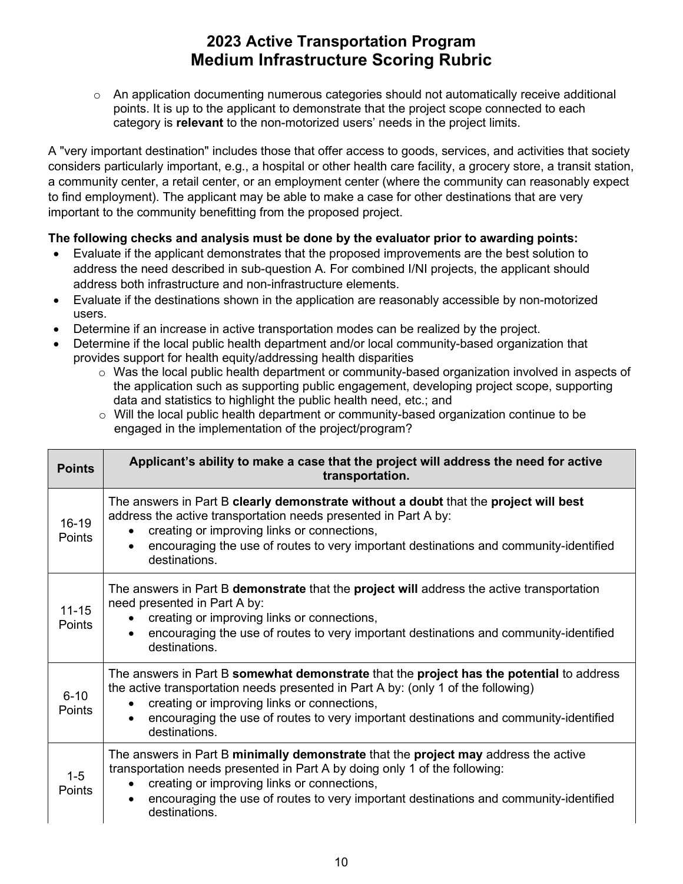# 2023 Active Transportation Program
# Medium Infrastructure Scoring Rubric

  - An application documenting numerous categories should not automatically receive additional points. It is up to the applicant to demonstrate that the project scope connected to each category is **relevant** to the non-motorized users' needs in the project limits.

A "very important destination" includes those that offer access to goods, services, and activities that society considers particularly important, e.g., a hospital or other health care facility, a grocery store, a transit station, a community center, a retail center, or an employment center (where the community can reasonably expect to find employment). The applicant may be able to make a case for other destinations that are very important to the community benefitting from the proposed project.

**The following checks and analysis must be done by the evaluator prior to awarding points:**

- Evaluate if the applicant demonstrates that the proposed improvements are the best solution to address the need described in sub-question A. For combined I/NI projects, the applicant should address both infrastructure and non-infrastructure elements.
- Evaluate if the destinations shown in the application are reasonably accessible by non-motorized users.
- Determine if an increase in active transportation modes can be realized by the project.
- Determine if the local public health department and/or local community-based organization that provides support for health equity/addressing health disparities
  - Was the local public health department or community-based organization involved in aspects of the application such as supporting public engagement, developing project scope, supporting data and statistics to highlight the public health need, etc.; and
  - Will the local public health department or community-based organization continue to be engaged in the implementation of the project/program?

| Points | Applicant's ability to make a case that the project will address the need for active transportation. |
|---|---|
| 16-19 Points | The answers in Part B **clearly demonstrate without a doubt** that the **project will best** address the active transportation needs presented in Part A by:<br>• creating or improving links or connections,<br>• encouraging the use of routes to very important destinations and community-identified destinations. |
| 11-15 Points | The answers in Part B **demonstrate** that the **project will** address the active transportation need presented in Part A by:<br>• creating or improving links or connections,<br>• encouraging the use of routes to very important destinations and community-identified destinations. |
| 6-10 Points | The answers in Part B **somewhat demonstrate** that the **project has the potential** to address the active transportation needs presented in Part A by: (only 1 of the following)<br>• creating or improving links or connections,<br>• encouraging the use of routes to very important destinations and community-identified destinations. |
| 1-5 Points | The answers in Part B **minimally demonstrate** that the **project may** address the active transportation needs presented in Part A by doing only 1 of the following:<br>• creating or improving links or connections,<br>• encouraging the use of routes to very important destinations and community-identified destinations. |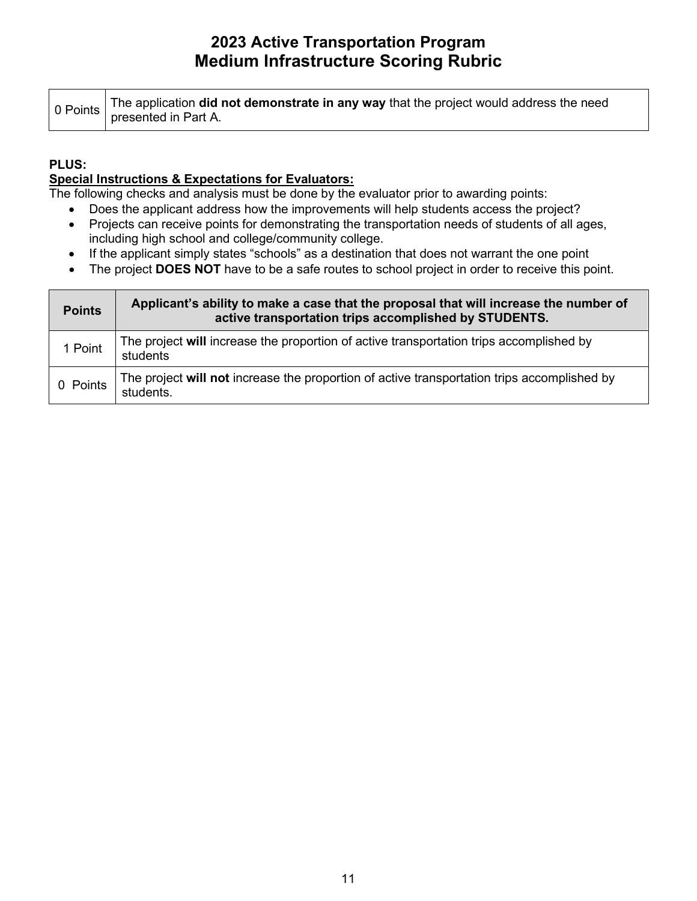# 2023 Active Transportation Program
# Medium Infrastructure Scoring Rubric

| | |
|---|---|
| 0 Points | The application **did not demonstrate in any way** that the project would address the need presented in Part A. |

**PLUS:**

**Special Instructions & Expectations for Evaluators:**

The following checks and analysis must be done by the evaluator prior to awarding points:

- Does the applicant address how the improvements will help students access the project?
- Projects can receive points for demonstrating the transportation needs of students of all ages, including high school and college/community college.
- If the applicant simply states "schools" as a destination that does not warrant the one point
- The project **DOES NOT** have to be a safe routes to school project in order to receive this point.

| Points | Applicant's ability to make a case that the proposal that will increase the number of active transportation trips accomplished by STUDENTS. |
|---|---|
| 1 Point | The project **will** increase the proportion of active transportation trips accomplished by students |
| 0 Points | The project **will not** increase the proportion of active transportation trips accomplished by students. |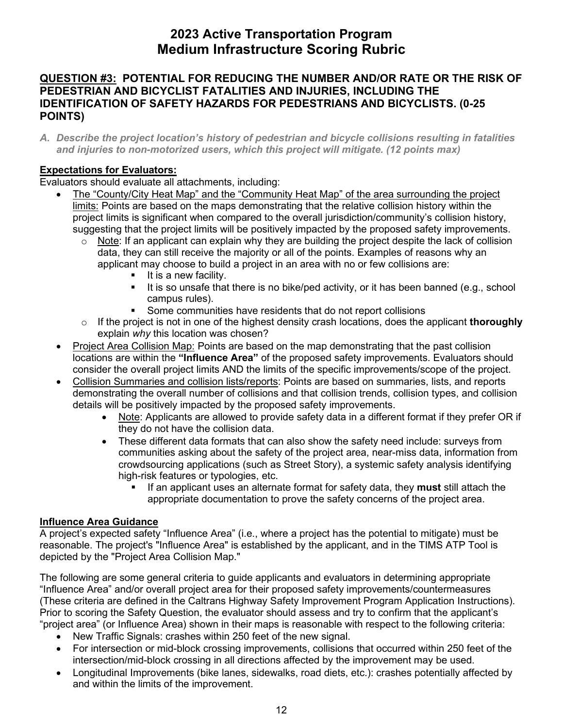# 2023 Active Transportation Program
# Medium Infrastructure Scoring Rubric

## <u>QUESTION #3:</u> POTENTIAL FOR REDUCING THE NUMBER AND/OR RATE OR THE RISK OF PEDESTRIAN AND BICYCLIST FATALITIES AND INJURIES, INCLUDING THE IDENTIFICATION OF SAFETY HAZARDS FOR PEDESTRIANS AND BICYCLISTS. (0-25 POINTS)

*A. Describe the project location's history of pedestrian and bicycle collisions resulting in fatalities and injuries to non-motorized users, which this project will mitigate. (12 points max)*

**Expectations for Evaluators:**

Evaluators should evaluate all attachments, including:

- <u>The "County/City Heat Map" and the "Community Heat Map" of the area surrounding the project limits:</u> Points are based on the maps demonstrating that the relative collision history within the project limits is significant when compared to the overall jurisdiction/community's collision history, suggesting that the project limits will be positively impacted by the proposed safety improvements.
  - <u>Note</u>: If an applicant can explain why they are building the project despite the lack of collision data, they can still receive the majority or all of the points. Examples of reasons why an applicant may choose to build a project in an area with no or few collisions are:
    - It is a new facility.
    - It is so unsafe that there is no bike/ped activity, or it has been banned (e.g., school campus rules).
    - Some communities have residents that do not report collisions
  - If the project is not in one of the highest density crash locations, does the applicant **thoroughly** explain *why* this location was chosen?
- <u>Project Area Collision Map:</u> Points are based on the map demonstrating that the past collision locations are within the **"Influence Area"** of the proposed safety improvements. Evaluators should consider the overall project limits AND the limits of the specific improvements/scope of the project.
- <u>Collision Summaries and collision lists/reports</u>: Points are based on summaries, lists, and reports demonstrating the overall number of collisions and that collision trends, collision types, and collision details will be positively impacted by the proposed safety improvements.
  - <u>Note</u>: Applicants are allowed to provide safety data in a different format if they prefer OR if they do not have the collision data.
  - These different data formats that can also show the safety need include: surveys from communities asking about the safety of the project area, near-miss data, information from crowdsourcing applications (such as Street Story), a systemic safety analysis identifying high-risk features or typologies, etc.
    - If an applicant uses an alternate format for safety data, they **must** still attach the appropriate documentation to prove the safety concerns of the project area.

**<u>Influence Area Guidance</u>**

A project's expected safety "Influence Area" (i.e., where a project has the potential to mitigate) must be reasonable. The project's "Influence Area" is established by the applicant, and in the TIMS ATP Tool is depicted by the "Project Area Collision Map."

The following are some general criteria to guide applicants and evaluators in determining appropriate "Influence Area" and/or overall project area for their proposed safety improvements/countermeasures (These criteria are defined in the Caltrans Highway Safety Improvement Program Application Instructions). Prior to scoring the Safety Question, the evaluator should assess and try to confirm that the applicant's "project area" (or Influence Area) shown in their maps is reasonable with respect to the following criteria:

- New Traffic Signals: crashes within 250 feet of the new signal.
- For intersection or mid-block crossing improvements, collisions that occurred within 250 feet of the intersection/mid-block crossing in all directions affected by the improvement may be used.
- Longitudinal Improvements (bike lanes, sidewalks, road diets, etc.): crashes potentially affected by and within the limits of the improvement.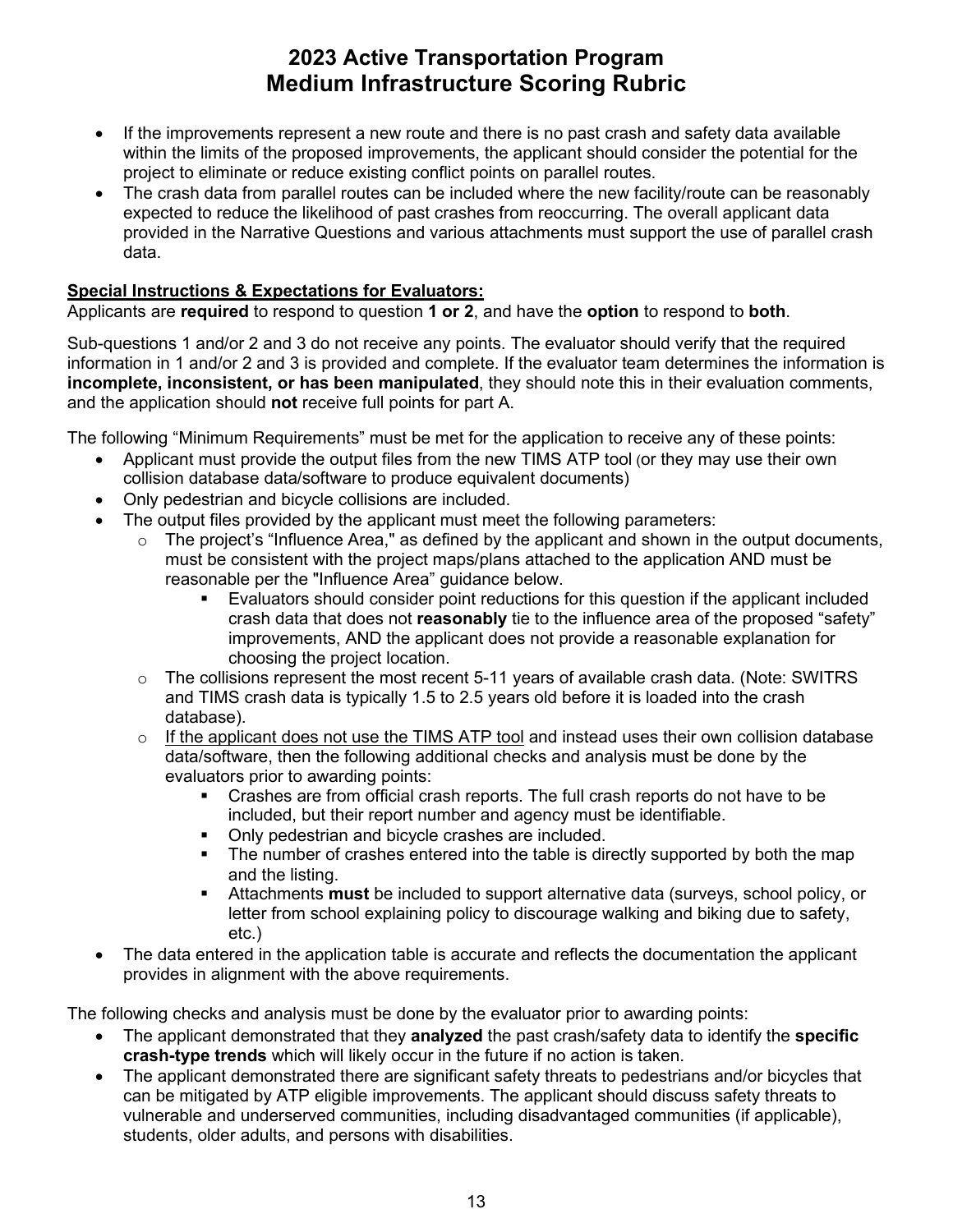# 2023 Active Transportation Program
# Medium Infrastructure Scoring Rubric

- If the improvements represent a new route and there is no past crash and safety data available within the limits of the proposed improvements, the applicant should consider the potential for the project to eliminate or reduce existing conflict points on parallel routes.
- The crash data from parallel routes can be included where the new facility/route can be reasonably expected to reduce the likelihood of past crashes from reoccurring. The overall applicant data provided in the Narrative Questions and various attachments must support the use of parallel crash data.

**Special Instructions & Expectations for Evaluators:**

Applicants are **required** to respond to question **1 or 2**, and have the **option** to respond to **both**.

Sub-questions 1 and/or 2 and 3 do not receive any points. The evaluator should verify that the required information in 1 and/or 2 and 3 is provided and complete. If the evaluator team determines the information is **incomplete, inconsistent, or has been manipulated**, they should note this in their evaluation comments, and the application should **not** receive full points for part A.

The following "Minimum Requirements" must be met for the application to receive any of these points:

- Applicant must provide the output files from the new TIMS ATP tool (or they may use their own collision database data/software to produce equivalent documents)
- Only pedestrian and bicycle collisions are included.
- The output files provided by the applicant must meet the following parameters:
  - The project's "Influence Area," as defined by the applicant and shown in the output documents, must be consistent with the project maps/plans attached to the application AND must be reasonable per the "Influence Area" guidance below.
    - Evaluators should consider point reductions for this question if the applicant included crash data that does not **reasonably** tie to the influence area of the proposed "safety" improvements, AND the applicant does not provide a reasonable explanation for choosing the project location.
  - The collisions represent the most recent 5-11 years of available crash data. (Note: SWITRS and TIMS crash data is typically 1.5 to 2.5 years old before it is loaded into the crash database).
  - If the applicant does not use the TIMS ATP tool and instead uses their own collision database data/software, then the following additional checks and analysis must be done by the evaluators prior to awarding points:
    - Crashes are from official crash reports. The full crash reports do not have to be included, but their report number and agency must be identifiable.
    - Only pedestrian and bicycle crashes are included.
    - The number of crashes entered into the table is directly supported by both the map and the listing.
    - Attachments **must** be included to support alternative data (surveys, school policy, or letter from school explaining policy to discourage walking and biking due to safety, etc.)
- The data entered in the application table is accurate and reflects the documentation the applicant provides in alignment with the above requirements.

The following checks and analysis must be done by the evaluator prior to awarding points:

- The applicant demonstrated that they **analyzed** the past crash/safety data to identify the **specific crash-type trends** which will likely occur in the future if no action is taken.
- The applicant demonstrated there are significant safety threats to pedestrians and/or bicycles that can be mitigated by ATP eligible improvements. The applicant should discuss safety threats to vulnerable and underserved communities, including disadvantaged communities (if applicable), students, older adults, and persons with disabilities.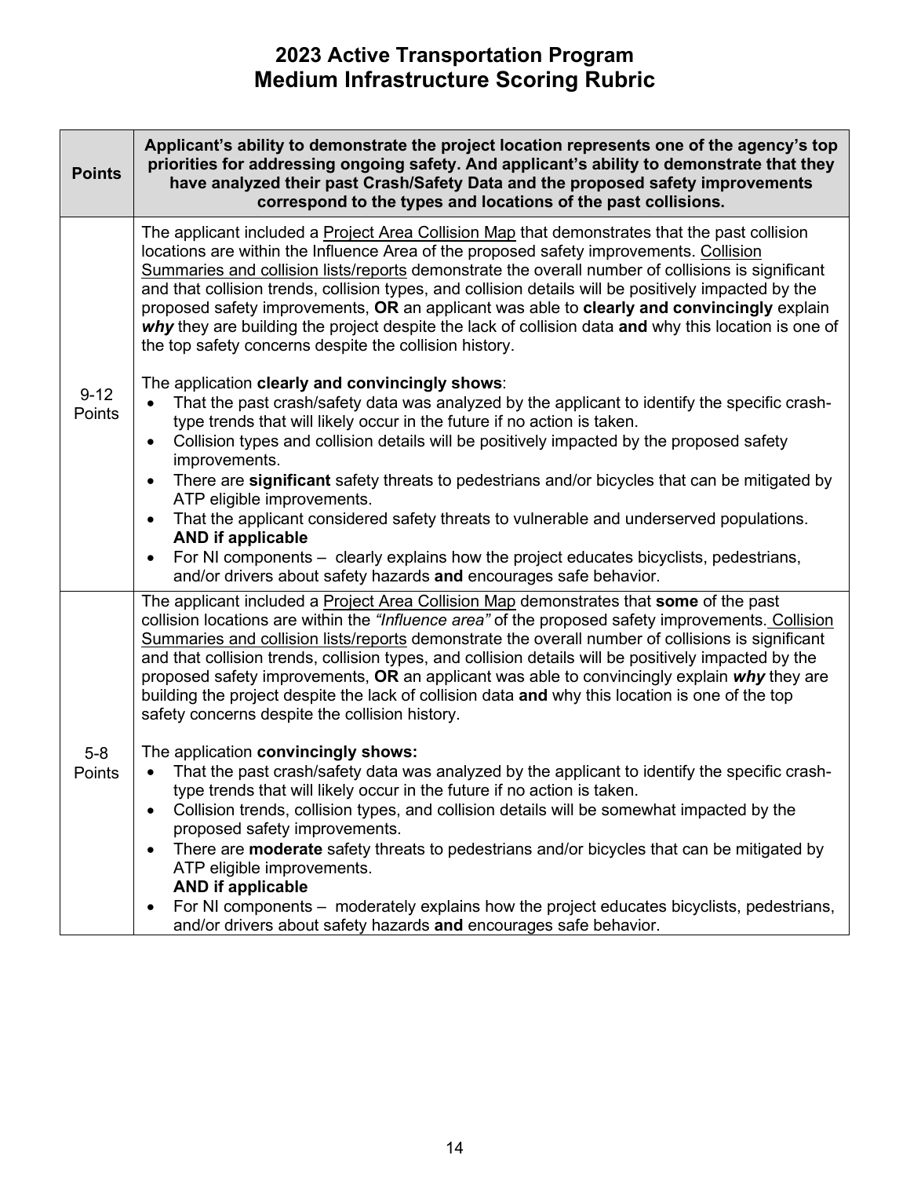# 2023 Active Transportation Program
# Medium Infrastructure Scoring Rubric

| Points | Applicant's ability to demonstrate the project location represents one of the agency's top priorities for addressing ongoing safety. And applicant's ability to demonstrate that they have analyzed their past Crash/Safety Data and the proposed safety improvements correspond to the types and locations of the past collisions. |
|---|---|
| 9-12 Points | The applicant included a Project Area Collision Map that demonstrates that the past collision locations are within the Influence Area of the proposed safety improvements. Collision Summaries and collision lists/reports demonstrate the overall number of collisions is significant and that collision trends, collision types, and collision details will be positively impacted by the proposed safety improvements, **OR** an applicant was able to **clearly and convincingly** explain ***why*** they are building the project despite the lack of collision data **and** why this location is one of the top safety concerns despite the collision history.<br><br>The application **clearly and convincingly shows**:<br>• That the past crash/safety data was analyzed by the applicant to identify the specific crash-type trends that will likely occur in the future if no action is taken.<br>• Collision types and collision details will be positively impacted by the proposed safety improvements.<br>• There are **significant** safety threats to pedestrians and/or bicycles that can be mitigated by ATP eligible improvements.<br>• That the applicant considered safety threats to vulnerable and underserved populations.<br>**AND if applicable**<br>• For NI components – clearly explains how the project educates bicyclists, pedestrians, and/or drivers about safety hazards **and** encourages safe behavior. |
| 5-8 Points | The applicant included a Project Area Collision Map demonstrates that **some** of the past collision locations are within the *"Influence area"* of the proposed safety improvements. Collision Summaries and collision lists/reports demonstrate the overall number of collisions is significant and that collision trends, collision types, and collision details will be positively impacted by the proposed safety improvements, **OR** an applicant was able to convincingly explain ***why*** they are building the project despite the lack of collision data **and** why this location is one of the top safety concerns despite the collision history.<br><br>The application **convincingly shows:**<br>• That the past crash/safety data was analyzed by the applicant to identify the specific crash-type trends that will likely occur in the future if no action is taken.<br>• Collision trends, collision types, and collision details will be somewhat impacted by the proposed safety improvements.<br>• There are **moderate** safety threats to pedestrians and/or bicycles that can be mitigated by ATP eligible improvements.<br>**AND if applicable**<br>• For NI components – moderately explains how the project educates bicyclists, pedestrians, and/or drivers about safety hazards **and** encourages safe behavior. |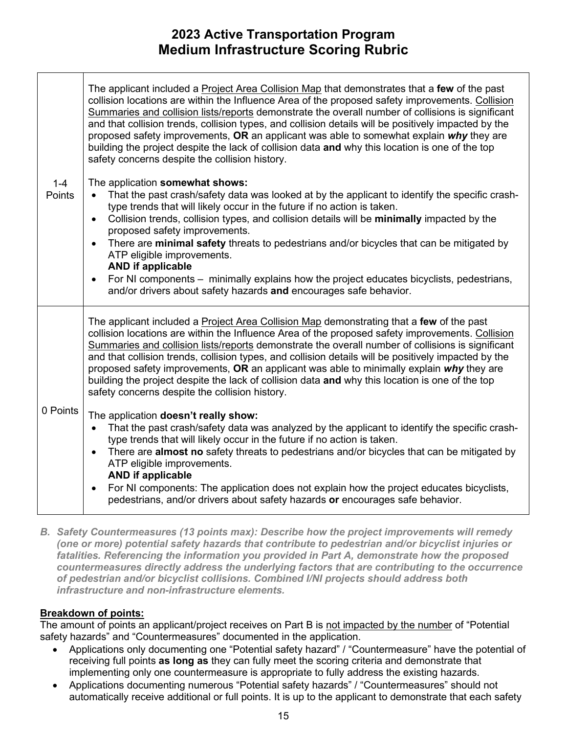# 2023 Active Transportation Program Medium Infrastructure Scoring Rubric

| | |
|---|---|
| 1-4 Points | The applicant included a <u>Project Area Collision Map</u> that demonstrates that a **few** of the past collision locations are within the Influence Area of the proposed safety improvements. <u>Collision Summaries and collision lists/reports</u> demonstrate the overall number of collisions is significant and that collision trends, collision types, and collision details will be positively impacted by the proposed safety improvements, **OR** an applicant was able to somewhat explain ***why*** they are building the project despite the lack of collision data **and** why this location is one of the top safety concerns despite the collision history.<br><br>The application **somewhat shows:**<br>• That the past crash/safety data was looked at by the applicant to identify the specific crash-type trends that will likely occur in the future if no action is taken.<br>• Collision trends, collision types, and collision details will be **minimally** impacted by the proposed safety improvements.<br>• There are **minimal safety** threats to pedestrians and/or bicycles that can be mitigated by ATP eligible improvements.<br>**AND if applicable**<br>• For NI components – minimally explains how the project educates bicyclists, pedestrians, and/or drivers about safety hazards **and** encourages safe behavior. |
| 0 Points | The applicant included a <u>Project Area Collision Map</u> demonstrating that a **few** of the past collision locations are within the Influence Area of the proposed safety improvements. <u>Collision Summaries and collision lists/reports</u> demonstrate the overall number of collisions is significant and that collision trends, collision types, and collision details will be positively impacted by the proposed safety improvements, **OR** an applicant was able to minimally explain ***why*** they are building the project despite the lack of collision data **and** why this location is one of the top safety concerns despite the collision history.<br><br>The application **doesn't really show:**<br>• That the past crash/safety data was analyzed by the applicant to identify the specific crash-type trends that will likely occur in the future if no action is taken.<br>• There are **almost no** safety threats to pedestrians and/or bicycles that can be mitigated by ATP eligible improvements.<br>**AND if applicable**<br>• For NI components: The application does not explain how the project educates bicyclists, pedestrians, and/or drivers about safety hazards **or** encourages safe behavior. |

***B. Safety Countermeasures (13 points max): Describe how the project improvements will remedy (one or more) potential safety hazards that contribute to pedestrian and/or bicyclist injuries or fatalities. Referencing the information you provided in Part A, demonstrate how the proposed countermeasures directly address the underlying factors that are contributing to the occurrence of pedestrian and/or bicyclist collisions. Combined I/NI projects should address both infrastructure and non-infrastructure elements.***

**<u>Breakdown of points:</u>**

The amount of points an applicant/project receives on Part B is <u>not impacted by the number</u> of "Potential safety hazards" and "Countermeasures" documented in the application.

- Applications only documenting one "Potential safety hazard" / "Countermeasure" have the potential of receiving full points **as long as** they can fully meet the scoring criteria and demonstrate that implementing only one countermeasure is appropriate to fully address the existing hazards.
- Applications documenting numerous "Potential safety hazards" / "Countermeasures" should not automatically receive additional or full points. It is up to the applicant to demonstrate that each safety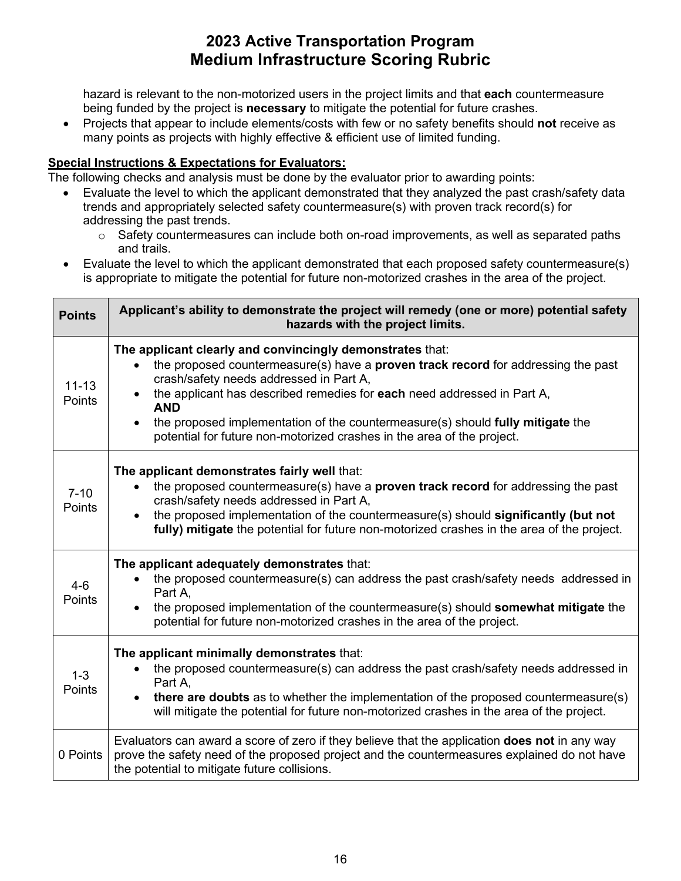hazard is relevant to the non-motorized users in the project limits and that **each** countermeasure being funded by the project is **necessary** to mitigate the potential for future crashes.

- Projects that appear to include elements/costs with few or no safety benefits should **not** receive as many points as projects with highly effective & efficient use of limited funding.

**Special Instructions & Expectations for Evaluators:**

The following checks and analysis must be done by the evaluator prior to awarding points:

- Evaluate the level to which the applicant demonstrated that they analyzed the past crash/safety data trends and appropriately selected safety countermeasure(s) with proven track record(s) for addressing the past trends.
  - Safety countermeasures can include both on-road improvements, as well as separated paths and trails.
- Evaluate the level to which the applicant demonstrated that each proposed safety countermeasure(s) is appropriate to mitigate the potential for future non-motorized crashes in the area of the project.

| Points | Applicant's ability to demonstrate the project will remedy (one or more) potential safety hazards with the project limits. |
|---|---|
| 11-13 Points | **The applicant clearly and convincingly demonstrates** that: <br>• the proposed countermeasure(s) have a **proven track record** for addressing the past crash/safety needs addressed in Part A, <br>• the applicant has described remedies for **each** need addressed in Part A, **AND** <br>• the proposed implementation of the countermeasure(s) should **fully mitigate** the potential for future non-motorized crashes in the area of the project. |
| 7-10 Points | **The applicant demonstrates fairly well** that: <br>• the proposed countermeasure(s) have a **proven track record** for addressing the past crash/safety needs addressed in Part A, <br>• the proposed implementation of the countermeasure(s) should **significantly (but not fully) mitigate** the potential for future non-motorized crashes in the area of the project. |
| 4-6 Points | **The applicant adequately demonstrates** that: <br>• the proposed countermeasure(s) can address the past crash/safety needs addressed in Part A, <br>• the proposed implementation of the countermeasure(s) should **somewhat mitigate** the potential for future non-motorized crashes in the area of the project. |
| 1-3 Points | **The applicant minimally demonstrates** that: <br>• the proposed countermeasure(s) can address the past crash/safety needs addressed in Part A, <br>• **there are doubts** as to whether the implementation of the proposed countermeasure(s) will mitigate the potential for future non-motorized crashes in the area of the project. |
| 0 Points | Evaluators can award a score of zero if they believe that the application **does not** in any way prove the safety need of the proposed project and the countermeasures explained do not have the potential to mitigate future collisions. |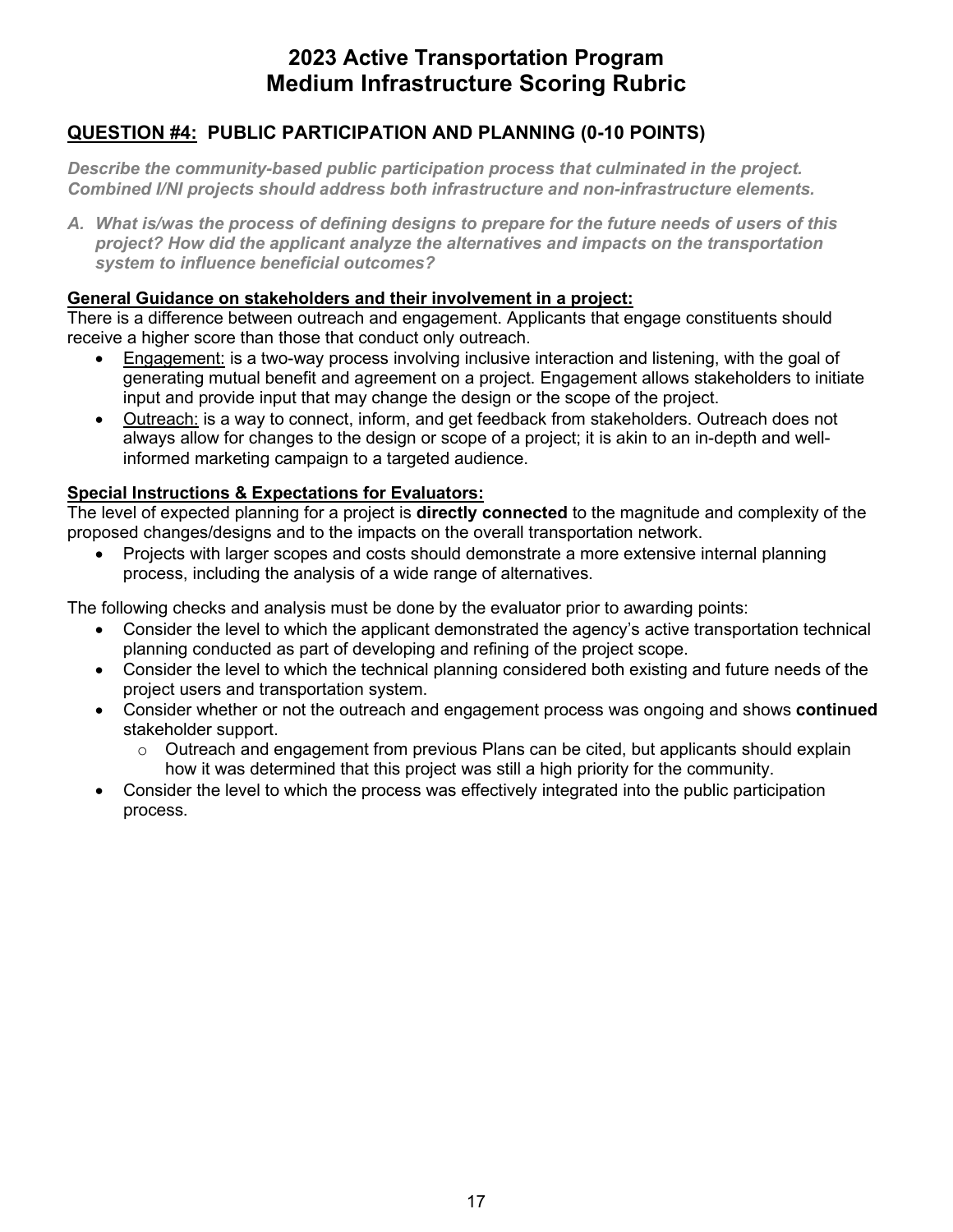# 2023 Active Transportation Program Medium Infrastructure Scoring Rubric

## QUESTION #4: PUBLIC PARTICIPATION AND PLANNING (0-10 POINTS)

***Describe the community-based public participation process that culminated in the project. Combined I/NI projects should address both infrastructure and non-infrastructure elements.***

***A. What is/was the process of defining designs to prepare for the future needs of users of this project? How did the applicant analyze the alternatives and impacts on the transportation system to influence beneficial outcomes?***

**General Guidance on stakeholders and their involvement in a project:**

There is a difference between outreach and engagement. Applicants that engage constituents should receive a higher score than those that conduct only outreach.

- Engagement: is a two-way process involving inclusive interaction and listening, with the goal of generating mutual benefit and agreement on a project. Engagement allows stakeholders to initiate input and provide input that may change the design or the scope of the project.
- Outreach: is a way to connect, inform, and get feedback from stakeholders. Outreach does not always allow for changes to the design or scope of a project; it is akin to an in-depth and well-informed marketing campaign to a targeted audience.

**Special Instructions & Expectations for Evaluators:**

The level of expected planning for a project is **directly connected** to the magnitude and complexity of the proposed changes/designs and to the impacts on the overall transportation network.

- Projects with larger scopes and costs should demonstrate a more extensive internal planning process, including the analysis of a wide range of alternatives.

The following checks and analysis must be done by the evaluator prior to awarding points:

- Consider the level to which the applicant demonstrated the agency's active transportation technical planning conducted as part of developing and refining of the project scope.
- Consider the level to which the technical planning considered both existing and future needs of the project users and transportation system.
- Consider whether or not the outreach and engagement process was ongoing and shows **continued** stakeholder support.
  - Outreach and engagement from previous Plans can be cited, but applicants should explain how it was determined that this project was still a high priority for the community.
- Consider the level to which the process was effectively integrated into the public participation process.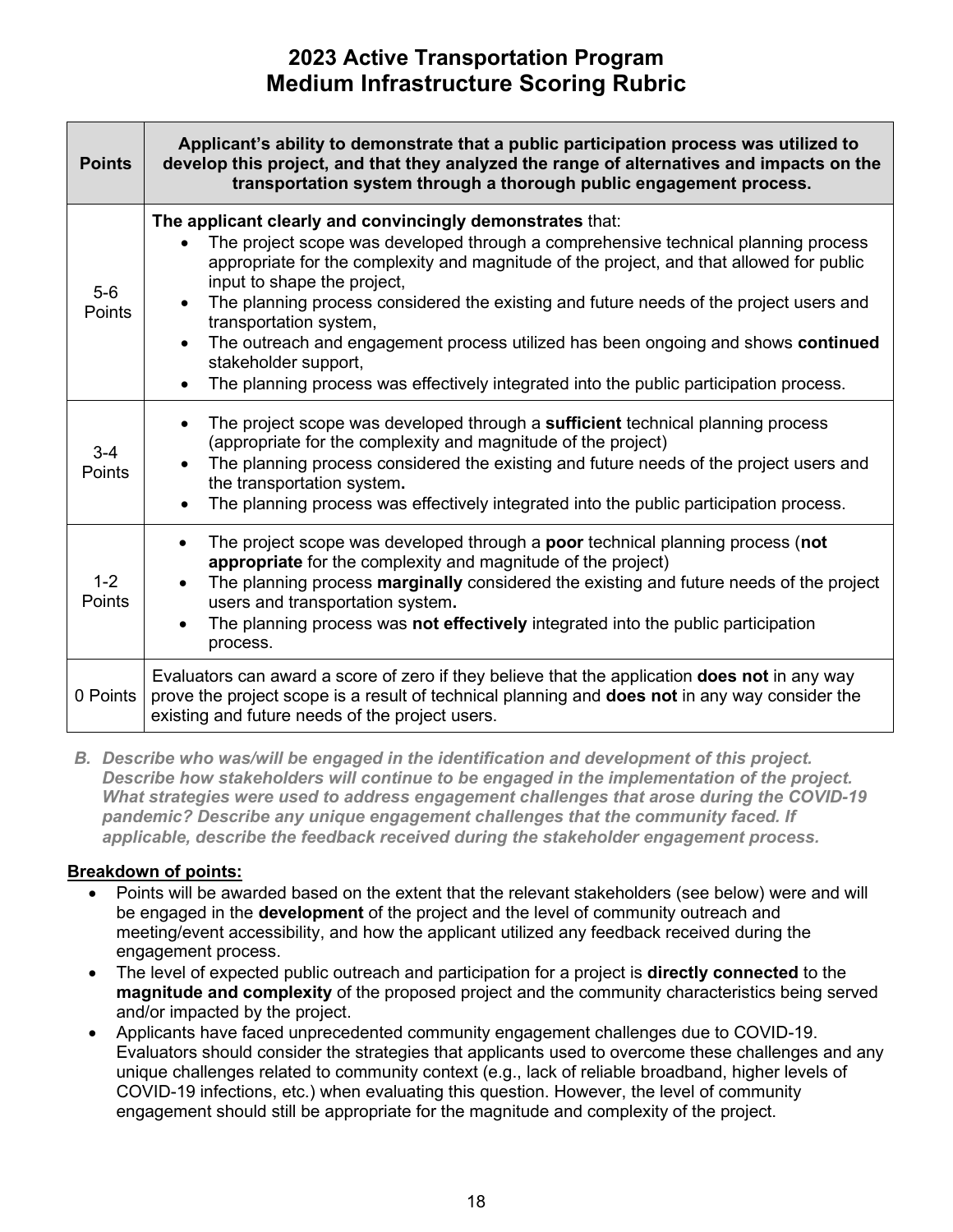# 2023 Active Transportation Program
# Medium Infrastructure Scoring Rubric

| Points | Applicant's ability to demonstrate that a public participation process was utilized to develop this project, and that they analyzed the range of alternatives and impacts on the transportation system through a thorough public engagement process. |
|---|---|
| 5-6 Points | **The applicant clearly and convincingly demonstrates** that: <br>• The project scope was developed through a comprehensive technical planning process appropriate for the complexity and magnitude of the project, and that allowed for public input to shape the project, <br>• The planning process considered the existing and future needs of the project users and transportation system, <br>• The outreach and engagement process utilized has been ongoing and shows **continued** stakeholder support, <br>• The planning process was effectively integrated into the public participation process. |
| 3-4 Points | • The project scope was developed through a **sufficient** technical planning process (appropriate for the complexity and magnitude of the project) <br>• The planning process considered the existing and future needs of the project users and the transportation system**.** <br>• The planning process was effectively integrated into the public participation process. |
| 1-2 Points | • The project scope was developed through a **poor** technical planning process (**not appropriate** for the complexity and magnitude of the project) <br>• The planning process **marginally** considered the existing and future needs of the project users and transportation system**.** <br>• The planning process was **not effectively** integrated into the public participation process. |
| 0 Points | Evaluators can award a score of zero if they believe that the application **does not** in any way prove the project scope is a result of technical planning and **does not** in any way consider the existing and future needs of the project users. |

*B. **Describe who was/will be engaged in the identification and development of this project. Describe how stakeholders will continue to be engaged in the implementation of the project. What strategies were used to address engagement challenges that arose during the COVID-19 pandemic? Describe any unique engagement challenges that the community faced. If applicable, describe the feedback received during the stakeholder engagement process.***

**Breakdown of points:**

- Points will be awarded based on the extent that the relevant stakeholders (see below) were and will be engaged in the **development** of the project and the level of community outreach and meeting/event accessibility, and how the applicant utilized any feedback received during the engagement process.
- The level of expected public outreach and participation for a project is **directly connected** to the **magnitude and complexity** of the proposed project and the community characteristics being served and/or impacted by the project.
- Applicants have faced unprecedented community engagement challenges due to COVID-19. Evaluators should consider the strategies that applicants used to overcome these challenges and any unique challenges related to community context (e.g., lack of reliable broadband, higher levels of COVID-19 infections, etc.) when evaluating this question. However, the level of community engagement should still be appropriate for the magnitude and complexity of the project.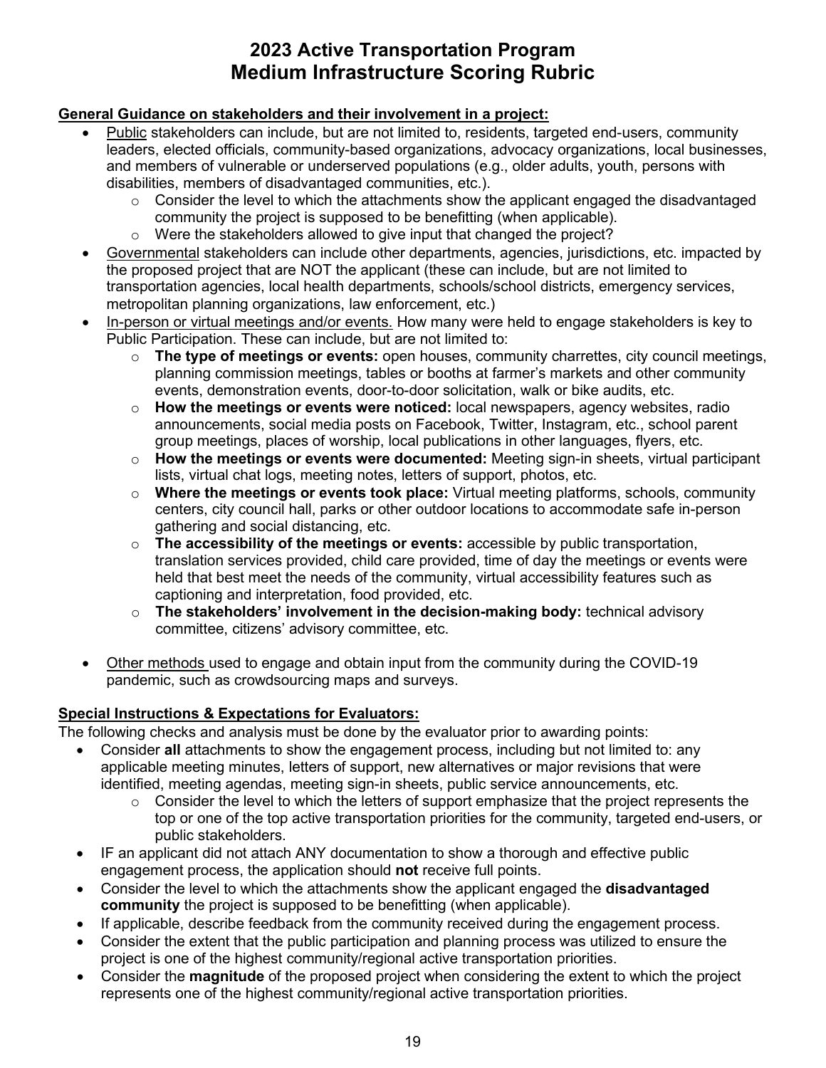# 2023 Active Transportation Program
# Medium Infrastructure Scoring Rubric

**General Guidance on stakeholders and their involvement in a project:**

- Public stakeholders can include, but are not limited to, residents, targeted end-users, community leaders, elected officials, community-based organizations, advocacy organizations, local businesses, and members of vulnerable or underserved populations (e.g., older adults, youth, persons with disabilities, members of disadvantaged communities, etc.).
  - Consider the level to which the attachments show the applicant engaged the disadvantaged community the project is supposed to be benefitting (when applicable).
  - Were the stakeholders allowed to give input that changed the project?
- Governmental stakeholders can include other departments, agencies, jurisdictions, etc. impacted by the proposed project that are NOT the applicant (these can include, but are not limited to transportation agencies, local health departments, schools/school districts, emergency services, metropolitan planning organizations, law enforcement, etc.)
- In-person or virtual meetings and/or events. How many were held to engage stakeholders is key to Public Participation. These can include, but are not limited to:
  - **The type of meetings or events:** open houses, community charrettes, city council meetings, planning commission meetings, tables or booths at farmer's markets and other community events, demonstration events, door-to-door solicitation, walk or bike audits, etc.
  - **How the meetings or events were noticed:** local newspapers, agency websites, radio announcements, social media posts on Facebook, Twitter, Instagram, etc., school parent group meetings, places of worship, local publications in other languages, flyers, etc.
  - **How the meetings or events were documented:** Meeting sign-in sheets, virtual participant lists, virtual chat logs, meeting notes, letters of support, photos, etc.
  - **Where the meetings or events took place:** Virtual meeting platforms, schools, community centers, city council hall, parks or other outdoor locations to accommodate safe in-person gathering and social distancing, etc.
  - **The accessibility of the meetings or events:** accessible by public transportation, translation services provided, child care provided, time of day the meetings or events were held that best meet the needs of the community, virtual accessibility features such as captioning and interpretation, food provided, etc.
  - **The stakeholders' involvement in the decision-making body:** technical advisory committee, citizens' advisory committee, etc.
- Other methods used to engage and obtain input from the community during the COVID-19 pandemic, such as crowdsourcing maps and surveys.

**Special Instructions & Expectations for Evaluators:**

The following checks and analysis must be done by the evaluator prior to awarding points:

- Consider **all** attachments to show the engagement process, including but not limited to: any applicable meeting minutes, letters of support, new alternatives or major revisions that were identified, meeting agendas, meeting sign-in sheets, public service announcements, etc.
  - Consider the level to which the letters of support emphasize that the project represents the top or one of the top active transportation priorities for the community, targeted end-users, or public stakeholders.
- IF an applicant did not attach ANY documentation to show a thorough and effective public engagement process, the application should **not** receive full points.
- Consider the level to which the attachments show the applicant engaged the **disadvantaged community** the project is supposed to be benefitting (when applicable).
- If applicable, describe feedback from the community received during the engagement process.
- Consider the extent that the public participation and planning process was utilized to ensure the project is one of the highest community/regional active transportation priorities.
- Consider the **magnitude** of the proposed project when considering the extent to which the project represents one of the highest community/regional active transportation priorities.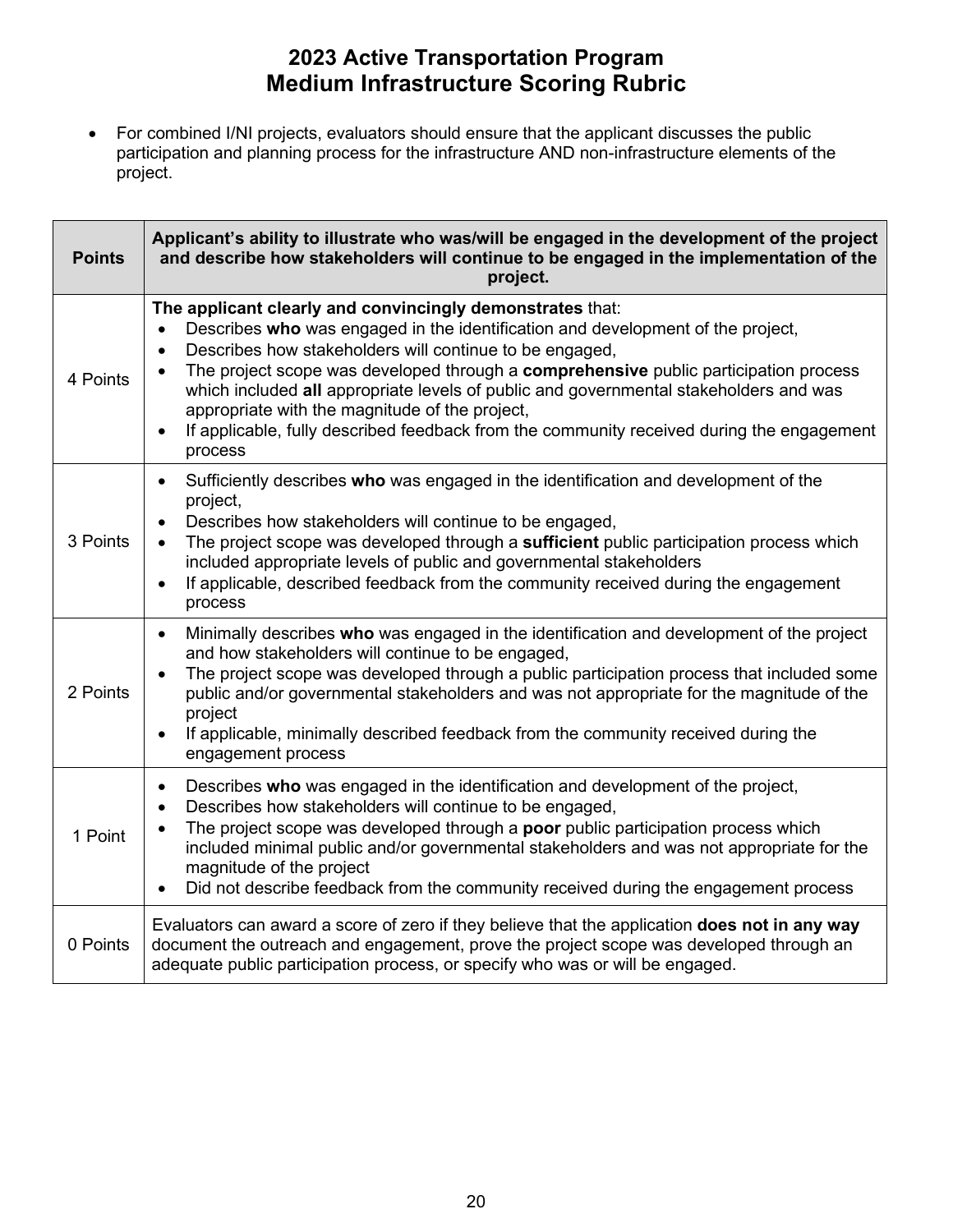# 2023 Active Transportation Program
# Medium Infrastructure Scoring Rubric

- For combined I/NI projects, evaluators should ensure that the applicant discusses the public participation and planning process for the infrastructure AND non-infrastructure elements of the project.

| Points | Applicant's ability to illustrate who was/will be engaged in the development of the project and describe how stakeholders will continue to be engaged in the implementation of the project. |
|---|---|
| 4 Points | **The applicant clearly and convincingly demonstrates** that:<br>• Describes **who** was engaged in the identification and development of the project,<br>• Describes how stakeholders will continue to be engaged,<br>• The project scope was developed through a **comprehensive** public participation process which included **all** appropriate levels of public and governmental stakeholders and was appropriate with the magnitude of the project,<br>• If applicable, fully described feedback from the community received during the engagement process |
| 3 Points | • Sufficiently describes **who** was engaged in the identification and development of the project,<br>• Describes how stakeholders will continue to be engaged,<br>• The project scope was developed through a **sufficient** public participation process which included appropriate levels of public and governmental stakeholders<br>• If applicable, described feedback from the community received during the engagement process |
| 2 Points | • Minimally describes **who** was engaged in the identification and development of the project and how stakeholders will continue to be engaged,<br>• The project scope was developed through a public participation process that included some public and/or governmental stakeholders and was not appropriate for the magnitude of the project<br>• If applicable, minimally described feedback from the community received during the engagement process |
| 1 Point | • Describes **who** was engaged in the identification and development of the project,<br>• Describes how stakeholders will continue to be engaged,<br>• The project scope was developed through a **poor** public participation process which included minimal public and/or governmental stakeholders and was not appropriate for the magnitude of the project<br>• Did not describe feedback from the community received during the engagement process |
| 0 Points | Evaluators can award a score of zero if they believe that the application **does not in any way** document the outreach and engagement, prove the project scope was developed through an adequate public participation process, or specify who was or will be engaged. |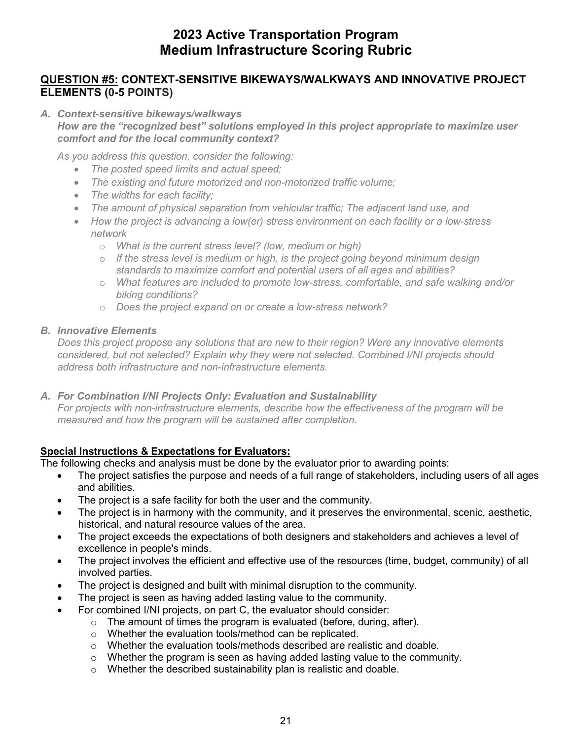# 2023 Active Transportation Program
# Medium Infrastructure Scoring Rubric

## QUESTION #5: CONTEXT-SENSITIVE BIKEWAYS/WALKWAYS AND INNOVATIVE PROJECT ELEMENTS (0-5 POINTS)

*A. **Context-sensitive bikeways/walkways***
***How are the "recognized best" solutions employed in this project appropriate to maximize user comfort and for the local community context?***

*As you address this question, consider the following:*

- *The posted speed limits and actual speed;*
- *The existing and future motorized and non-motorized traffic volume;*
- *The widths for each facility;*
- *The amount of physical separation from vehicular traffic; The adjacent land use, and*
- *How the project is advancing a low(er) stress environment on each facility or a low-stress network*
  - *What is the current stress level? (low, medium or high)*
  - *If the stress level is medium or high, is the project going beyond minimum design standards to maximize comfort and potential users of all ages and abilities?*
  - *What features are included to promote low-stress, comfortable, and safe walking and/or biking conditions?*
  - *Does the project expand on or create a low-stress network?*

*B. **Innovative Elements***
*Does this project propose any solutions that are new to their region? Were any innovative elements considered, but not selected? Explain why they were not selected. Combined I/NI projects should address both infrastructure and non-infrastructure elements.*

*A. **For Combination I/NI Projects Only: Evaluation and Sustainability***
*For projects with non-infrastructure elements, describe how the effectiveness of the program will be measured and how the program will be sustained after completion.*

**Special Instructions & Expectations for Evaluators:**

The following checks and analysis must be done by the evaluator prior to awarding points:

- The project satisfies the purpose and needs of a full range of stakeholders, including users of all ages and abilities.
- The project is a safe facility for both the user and the community.
- The project is in harmony with the community, and it preserves the environmental, scenic, aesthetic, historical, and natural resource values of the area.
- The project exceeds the expectations of both designers and stakeholders and achieves a level of excellence in people's minds.
- The project involves the efficient and effective use of the resources (time, budget, community) of all involved parties.
- The project is designed and built with minimal disruption to the community.
- The project is seen as having added lasting value to the community.
- For combined I/NI projects, on part C, the evaluator should consider:
  - The amount of times the program is evaluated (before, during, after).
  - Whether the evaluation tools/method can be replicated.
  - Whether the evaluation tools/methods described are realistic and doable.
  - Whether the program is seen as having added lasting value to the community.
  - Whether the described sustainability plan is realistic and doable.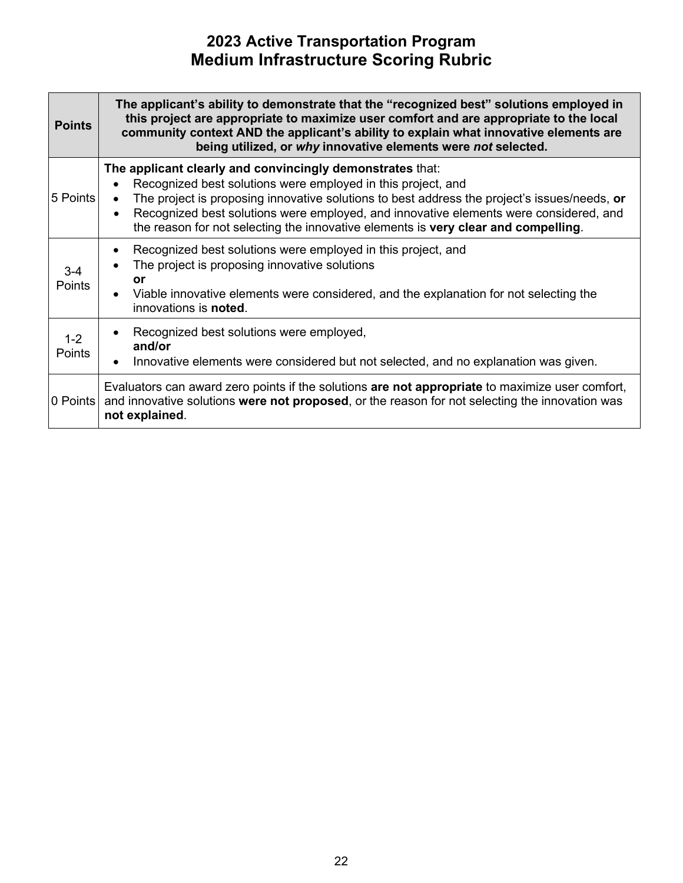# 2023 Active Transportation Program
# Medium Infrastructure Scoring Rubric

| Points | The applicant's ability to demonstrate that the "recognized best" solutions employed in this project are appropriate to maximize user comfort and are appropriate to the local community context AND the applicant's ability to explain what innovative elements are being utilized, or *why* innovative elements were *not* selected. |
|---|---|
| 5 Points | **The applicant clearly and convincingly demonstrates** that: <br>• Recognized best solutions were employed in this project, and <br>• The project is proposing innovative solutions to best address the project's issues/needs, **or** <br>• Recognized best solutions were employed, and innovative elements were considered, and the reason for not selecting the innovative elements is **very clear and compelling**. |
| 3-4 Points | • Recognized best solutions were employed in this project, and <br>• The project is proposing innovative solutions <br>**or** <br>• Viable innovative elements were considered, and the explanation for not selecting the innovations is **noted**. |
| 1-2 Points | • Recognized best solutions were employed, <br>**and/or** <br>• Innovative elements were considered but not selected, and no explanation was given. |
| 0 Points | Evaluators can award zero points if the solutions **are not appropriate** to maximize user comfort, and innovative solutions **were not proposed**, or the reason for not selecting the innovation was **not explained**. |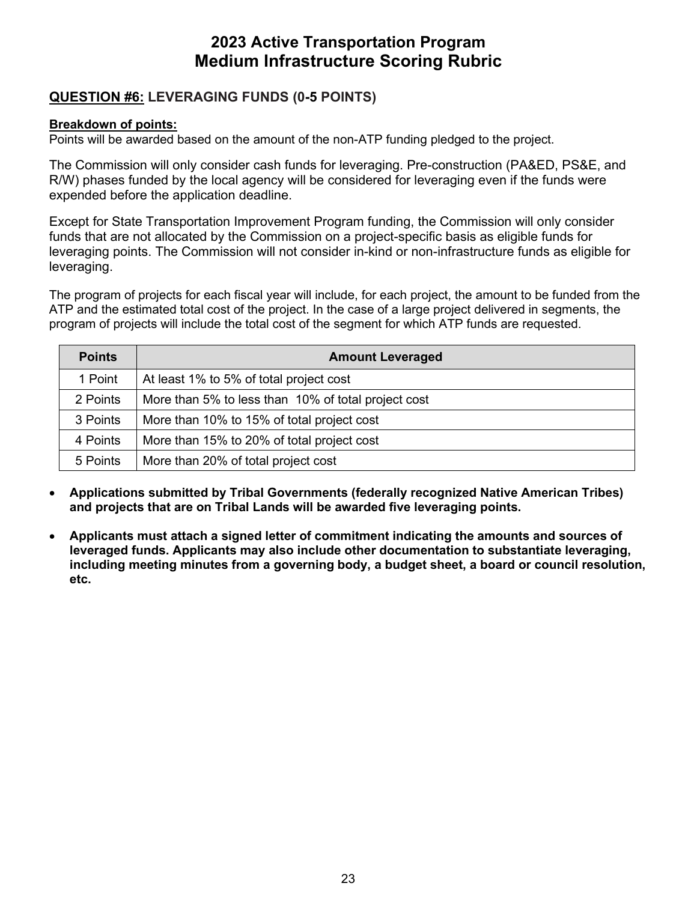# 2023 Active Transportation Program
# Medium Infrastructure Scoring Rubric

## QUESTION #6: LEVERAGING FUNDS (0-5 POINTS)

**Breakdown of points:**
Points will be awarded based on the amount of the non-ATP funding pledged to the project.

The Commission will only consider cash funds for leveraging. Pre-construction (PA&ED, PS&E, and R/W) phases funded by the local agency will be considered for leveraging even if the funds were expended before the application deadline.

Except for State Transportation Improvement Program funding, the Commission will only consider funds that are not allocated by the Commission on a project-specific basis as eligible funds for leveraging points. The Commission will not consider in-kind or non-infrastructure funds as eligible for leveraging.

The program of projects for each fiscal year will include, for each project, the amount to be funded from the ATP and the estimated total cost of the project. In the case of a large project delivered in segments, the program of projects will include the total cost of the segment for which ATP funds are requested.

| Points | Amount Leveraged |
|---|---|
| 1 Point | At least 1% to 5% of total project cost |
| 2 Points | More than 5% to less than 10% of total project cost |
| 3 Points | More than 10% to 15% of total project cost |
| 4 Points | More than 15% to 20% of total project cost |
| 5 Points | More than 20% of total project cost |

- **Applications submitted by Tribal Governments (federally recognized Native American Tribes) and projects that are on Tribal Lands will be awarded five leveraging points.**
- **Applicants must attach a signed letter of commitment indicating the amounts and sources of leveraged funds. Applicants may also include other documentation to substantiate leveraging, including meeting minutes from a governing body, a budget sheet, a board or council resolution, etc.**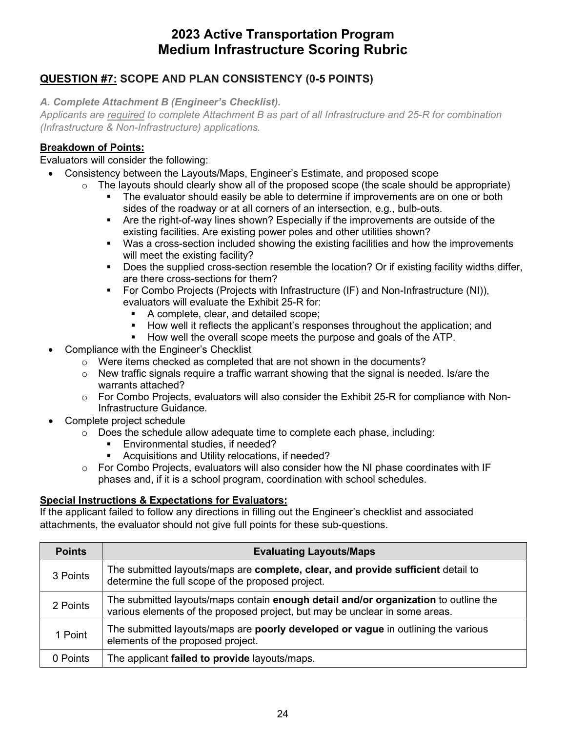# 2023 Active Transportation Program
# Medium Infrastructure Scoring Rubric

## <u>QUESTION #7:</u> SCOPE AND PLAN CONSISTENCY (0-5 POINTS)

***A. Complete Attachment B (Engineer's Checklist).***
*Applicants are <u>required</u> to complete Attachment B as part of all Infrastructure and 25-R for combination (Infrastructure & Non-Infrastructure) applications.*

**<u>Breakdown of Points:</u>**
Evaluators will consider the following:

- Consistency between the Layouts/Maps, Engineer's Estimate, and proposed scope
  - The layouts should clearly show all of the proposed scope (the scale should be appropriate)
    - The evaluator should easily be able to determine if improvements are on one or both sides of the roadway or at all corners of an intersection, e.g., bulb-outs.
    - Are the right-of-way lines shown? Especially if the improvements are outside of the existing facilities. Are existing power poles and other utilities shown?
    - Was a cross-section included showing the existing facilities and how the improvements will meet the existing facility?
    - Does the supplied cross-section resemble the location? Or if existing facility widths differ, are there cross-sections for them?
    - For Combo Projects (Projects with Infrastructure (IF) and Non-Infrastructure (NI)), evaluators will evaluate the Exhibit 25-R for:
      - A complete, clear, and detailed scope;
      - How well it reflects the applicant's responses throughout the application; and
      - How well the overall scope meets the purpose and goals of the ATP.
- Compliance with the Engineer's Checklist
  - Were items checked as completed that are not shown in the documents?
  - New traffic signals require a traffic warrant showing that the signal is needed. Is/are the warrants attached?
  - For Combo Projects, evaluators will also consider the Exhibit 25-R for compliance with Non-Infrastructure Guidance.
- Complete project schedule
  - Does the schedule allow adequate time to complete each phase, including:
    - Environmental studies, if needed?
    - Acquisitions and Utility relocations, if needed?
  - For Combo Projects, evaluators will also consider how the NI phase coordinates with IF phases and, if it is a school program, coordination with school schedules.

**<u>Special Instructions & Expectations for Evaluators:</u>**
If the applicant failed to follow any directions in filling out the Engineer's checklist and associated attachments, the evaluator should not give full points for these sub-questions.

| Points | Evaluating Layouts/Maps |
|---|---|
| 3 Points | The submitted layouts/maps are **complete, clear, and provide sufficient** detail to determine the full scope of the proposed project. |
| 2 Points | The submitted layouts/maps contain **enough detail and/or organization** to outline the various elements of the proposed project, but may be unclear in some areas. |
| 1 Point | The submitted layouts/maps are **poorly developed or vague** in outlining the various elements of the proposed project. |
| 0 Points | The applicant **failed to provide** layouts/maps. |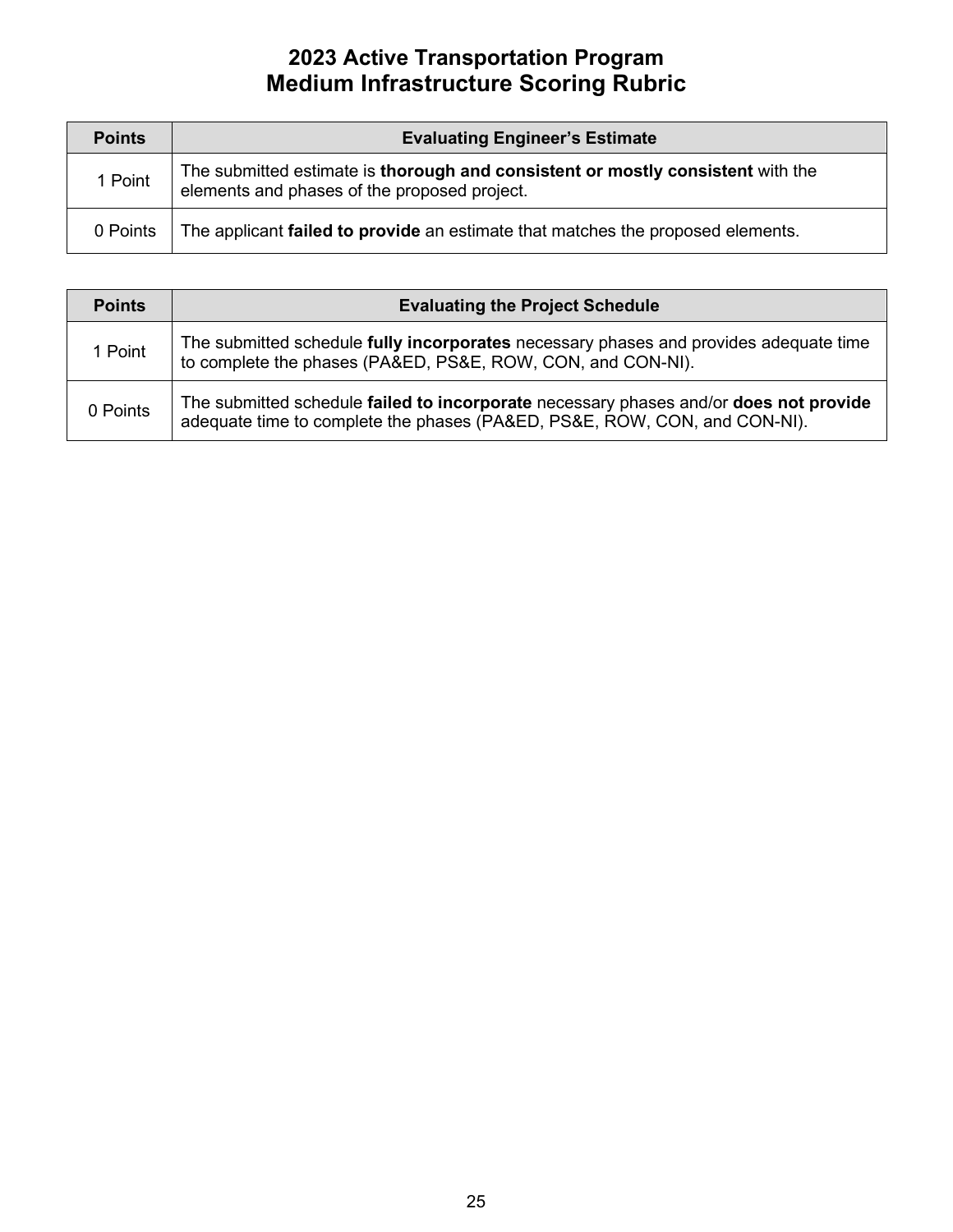# 2023 Active Transportation Program
# Medium Infrastructure Scoring Rubric

| Points | Evaluating Engineer's Estimate |
|---|---|
| 1 Point | The submitted estimate is **thorough and consistent or mostly consistent** with the elements and phases of the proposed project. |
| 0 Points | The applicant **failed to provide** an estimate that matches the proposed elements. |

| Points | Evaluating the Project Schedule |
|---|---|
| 1 Point | The submitted schedule **fully incorporates** necessary phases and provides adequate time to complete the phases (PA&ED, PS&E, ROW, CON, and CON-NI). |
| 0 Points | The submitted schedule **failed to incorporate** necessary phases and/or **does not provide** adequate time to complete the phases (PA&ED, PS&E, ROW, CON, and CON-NI). |